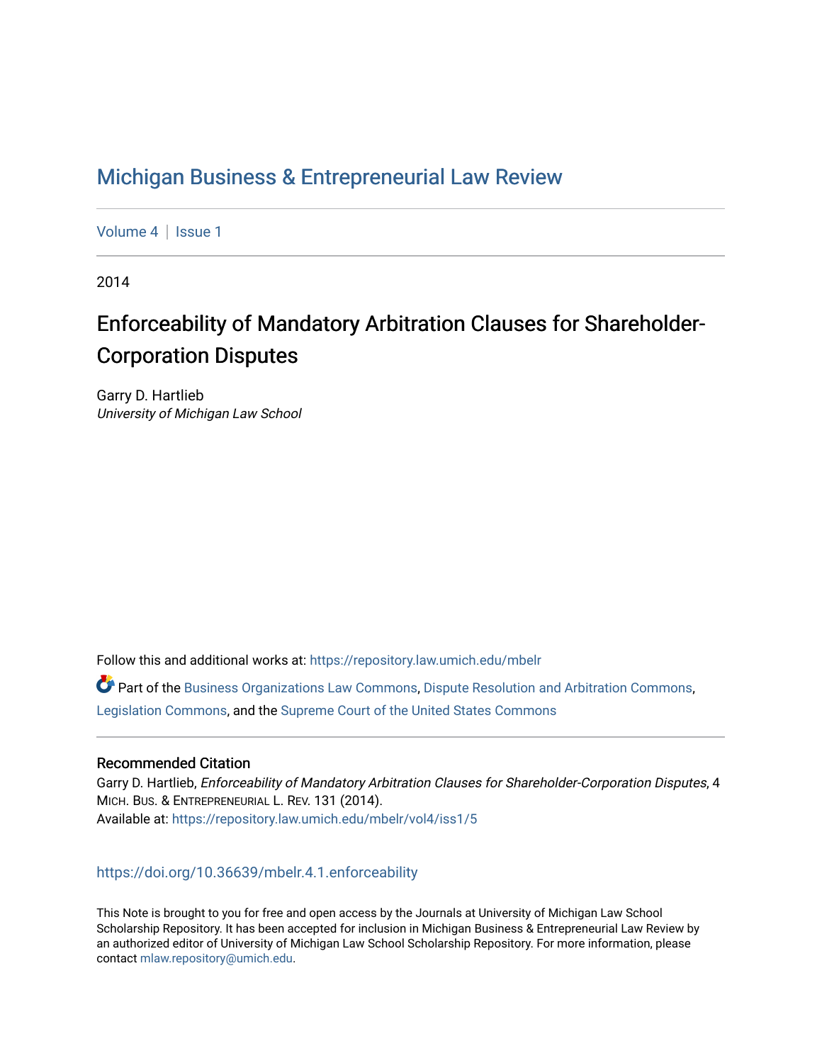# Michigan Business & Entrepreneurial Law Review

Volume 4 | Issue 1

2014

## Enforceability of Mandatory Arbitration Clauses for Shareholder-Corporation Disputes

Garry D. Hartlieb
*University of Michigan Law School*

Follow this and additional works at: https://repository.law.umich.edu/mbelr

Part of the Business Organizations Law Commons, Dispute Resolution and Arbitration Commons, Legislation Commons, and the Supreme Court of the United States Commons

### Recommended Citation

Garry D. Hartlieb, *Enforceability of Mandatory Arbitration Clauses for Shareholder-Corporation Disputes*, 4 MICH. BUS. & ENTREPRENEURIAL L. REV. 131 (2014).
Available at: https://repository.law.umich.edu/mbelr/vol4/iss1/5

https://doi.org/10.36639/mbelr.4.1.enforceability

This Note is brought to you for free and open access by the Journals at University of Michigan Law School Scholarship Repository. It has been accepted for inclusion in Michigan Business & Entrepreneurial Law Review by an authorized editor of University of Michigan Law School Scholarship Repository. For more information, please contact mlaw.repository@umich.edu.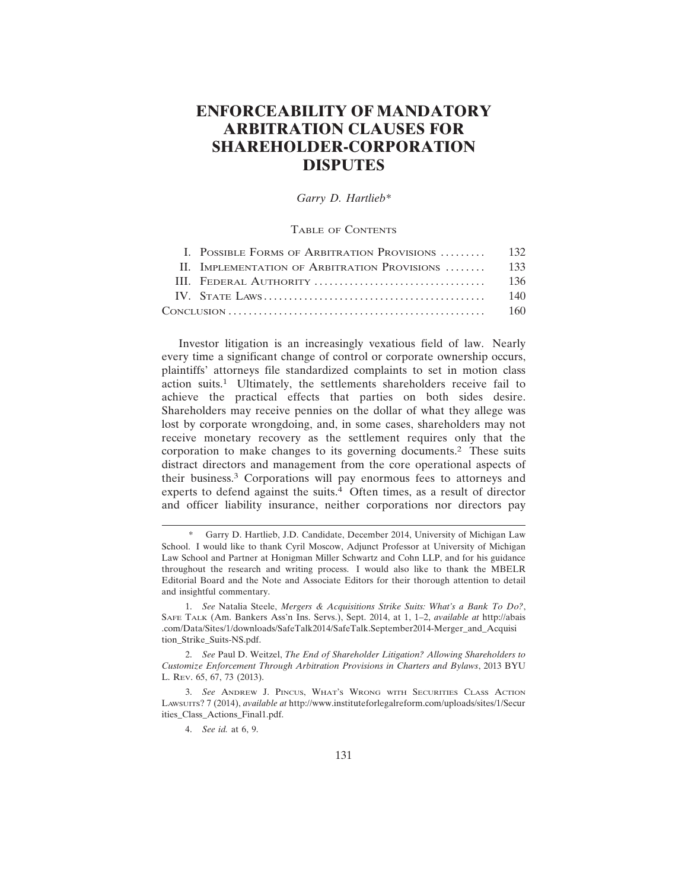# ENFORCEABILITY OF MANDATORY ARBITRATION CLAUSES FOR SHAREHOLDER-CORPORATION DISPUTES

*Garry D. Hartlieb\**

TABLE OF CONTENTS

| | |
|---|---|
| I. POSSIBLE FORMS OF ARBITRATION PROVISIONS ......... | 132 |
| II. IMPLEMENTATION OF ARBITRATION PROVISIONS ........ | 133 |
| III. FEDERAL AUTHORITY ................................. | 136 |
| IV. STATE LAWS ........................................... | 140 |
| CONCLUSION .................................................. | 160 |

Investor litigation is an increasingly vexatious field of law. Nearly every time a significant change of control or corporate ownership occurs, plaintiffs' attorneys file standardized complaints to set in motion class action suits.[1] Ultimately, the settlements shareholders receive fail to achieve the practical effects that parties on both sides desire. Shareholders may receive pennies on the dollar of what they allege was lost by corporate wrongdoing, and, in some cases, shareholders may not receive monetary recovery as the settlement requires only that the corporation to make changes to its governing documents.[2] These suits distract directors and management from the core operational aspects of their business.[3] Corporations will pay enormous fees to attorneys and experts to defend against the suits.[4] Often times, as a result of director and officer liability insurance, neither corporations nor directors pay

---

\* Garry D. Hartlieb, J.D. Candidate, December 2014, University of Michigan Law School. I would like to thank Cyril Moscow, Adjunct Professor at University of Michigan Law School and Partner at Honigman Miller Schwartz and Cohn LLP, and for his guidance throughout the research and writing process. I would also like to thank the MBELR Editorial Board and the Note and Associate Editors for their thorough attention to detail and insightful commentary.

1. *See* Natalia Steele, *Mergers & Acquisitions Strike Suits: What's a Bank To Do?*, SAFE TALK (Am. Bankers Ass'n Ins. Servs.), Sept. 2014, at 1, 1–2, *available at* http://abais.com/Data/Sites/1/downloads/SafeTalk2014/SafeTalk.September2014-Merger_and_Acquisition_Strike_Suits-NS.pdf.

2. *See* Paul D. Weitzel, *The End of Shareholder Litigation? Allowing Shareholders to Customize Enforcement Through Arbitration Provisions in Charters and Bylaws*, 2013 BYU L. REV. 65, 67, 73 (2013).

3. *See* ANDREW J. PINCUS, WHAT'S WRONG WITH SECURITIES CLASS ACTION LAWSUITS? 7 (2014), *available at* http://www.instituteforlegalreform.com/uploads/sites/1/Securities_Class_Actions_Final1.pdf.

4. *See id.* at 6, 9.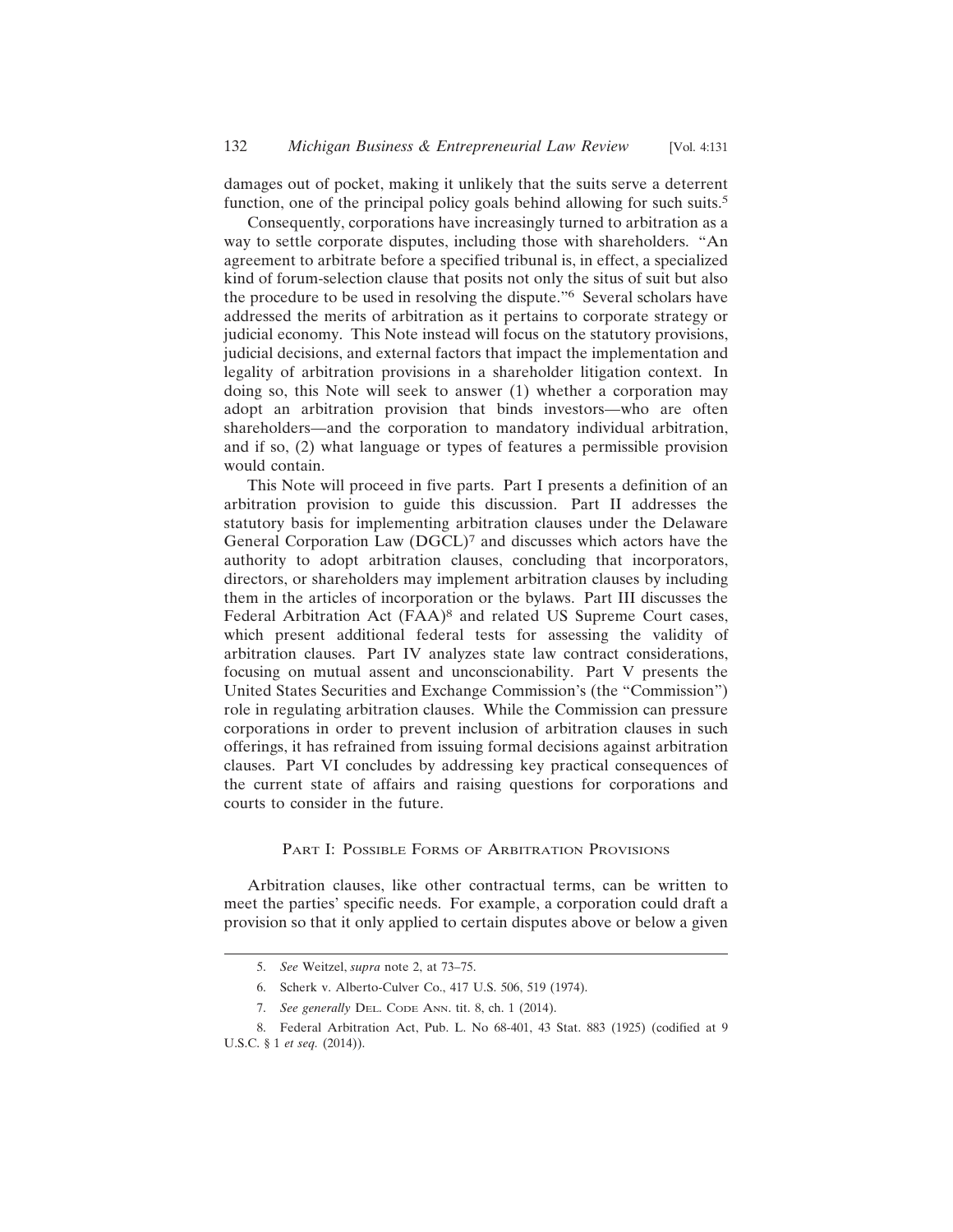damages out of pocket, making it unlikely that the suits serve a deterrent function, one of the principal policy goals behind allowing for such suits.[5]

Consequently, corporations have increasingly turned to arbitration as a way to settle corporate disputes, including those with shareholders. "An agreement to arbitrate before a specified tribunal is, in effect, a specialized kind of forum-selection clause that posits not only the situs of suit but also the procedure to be used in resolving the dispute."[6] Several scholars have addressed the merits of arbitration as it pertains to corporate strategy or judicial economy. This Note instead will focus on the statutory provisions, judicial decisions, and external factors that impact the implementation and legality of arbitration provisions in a shareholder litigation context. In doing so, this Note will seek to answer (1) whether a corporation may adopt an arbitration provision that binds investors—who are often shareholders—and the corporation to mandatory individual arbitration, and if so, (2) what language or types of features a permissible provision would contain.

This Note will proceed in five parts. Part I presents a definition of an arbitration provision to guide this discussion. Part II addresses the statutory basis for implementing arbitration clauses under the Delaware General Corporation Law (DGCL)[7] and discusses which actors have the authority to adopt arbitration clauses, concluding that incorporators, directors, or shareholders may implement arbitration clauses by including them in the articles of incorporation or the bylaws. Part III discusses the Federal Arbitration Act (FAA)[8] and related US Supreme Court cases, which present additional federal tests for assessing the validity of arbitration clauses. Part IV analyzes state law contract considerations, focusing on mutual assent and unconscionability. Part V presents the United States Securities and Exchange Commission's (the "Commission") role in regulating arbitration clauses. While the Commission can pressure corporations in order to prevent inclusion of arbitration clauses in such offerings, it has refrained from issuing formal decisions against arbitration clauses. Part VI concludes by addressing key practical consequences of the current state of affairs and raising questions for corporations and courts to consider in the future.

## Part I: Possible Forms of Arbitration Provisions

Arbitration clauses, like other contractual terms, can be written to meet the parties' specific needs. For example, a corporation could draft a provision so that it only applied to certain disputes above or below a given

5. *See* Weitzel, *supra* note 2, at 73–75.

6. Scherk v. Alberto-Culver Co., 417 U.S. 506, 519 (1974).

7. *See generally* Del. Code Ann. tit. 8, ch. 1 (2014).

8. Federal Arbitration Act, Pub. L. No 68-401, 43 Stat. 883 (1925) (codified at 9 U.S.C. § 1 *et seq.* (2014)).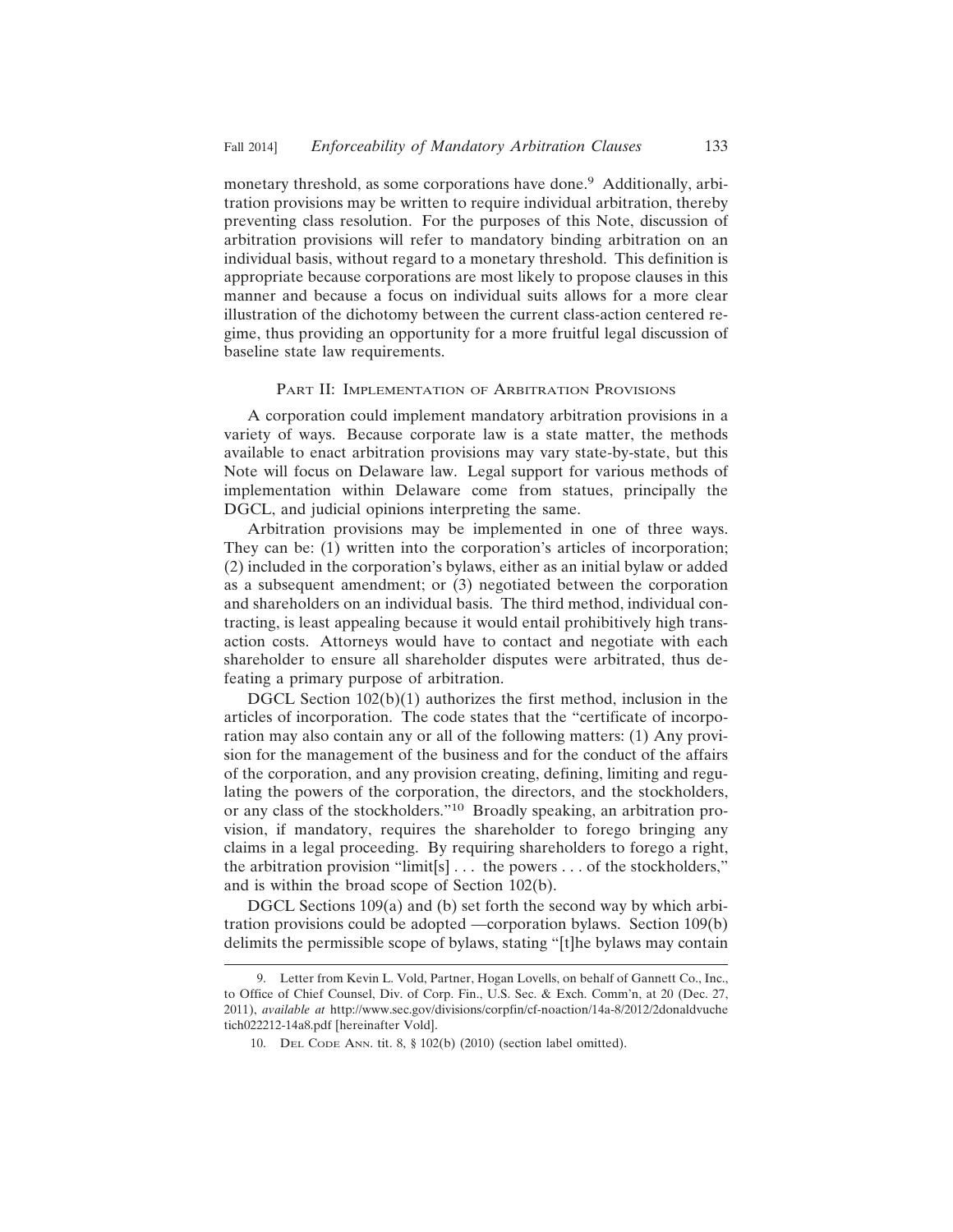monetary threshold, as some corporations have done.[9] Additionally, arbitration provisions may be written to require individual arbitration, thereby preventing class resolution. For the purposes of this Note, discussion of arbitration provisions will refer to mandatory binding arbitration on an individual basis, without regard to a monetary threshold. This definition is appropriate because corporations are most likely to propose clauses in this manner and because a focus on individual suits allows for a more clear illustration of the dichotomy between the current class-action centered regime, thus providing an opportunity for a more fruitful legal discussion of baseline state law requirements.

## PART II: IMPLEMENTATION OF ARBITRATION PROVISIONS

A corporation could implement mandatory arbitration provisions in a variety of ways. Because corporate law is a state matter, the methods available to enact arbitration provisions may vary state-by-state, but this Note will focus on Delaware law. Legal support for various methods of implementation within Delaware come from statues, principally the DGCL, and judicial opinions interpreting the same.

Arbitration provisions may be implemented in one of three ways. They can be: (1) written into the corporation's articles of incorporation; (2) included in the corporation's bylaws, either as an initial bylaw or added as a subsequent amendment; or (3) negotiated between the corporation and shareholders on an individual basis. The third method, individual contracting, is least appealing because it would entail prohibitively high transaction costs. Attorneys would have to contact and negotiate with each shareholder to ensure all shareholder disputes were arbitrated, thus defeating a primary purpose of arbitration.

DGCL Section 102(b)(1) authorizes the first method, inclusion in the articles of incorporation. The code states that the "certificate of incorporation may also contain any or all of the following matters: (1) Any provision for the management of the business and for the conduct of the affairs of the corporation, and any provision creating, defining, limiting and regulating the powers of the corporation, the directors, and the stockholders, or any class of the stockholders."[10] Broadly speaking, an arbitration provision, if mandatory, requires the shareholder to forego bringing any claims in a legal proceeding. By requiring shareholders to forego a right, the arbitration provision "limit[s] . . . the powers . . . of the stockholders," and is within the broad scope of Section 102(b).

DGCL Sections 109(a) and (b) set forth the second way by which arbitration provisions could be adopted —corporation bylaws. Section 109(b) delimits the permissible scope of bylaws, stating "[t]he bylaws may contain

---

9. Letter from Kevin L. Vold, Partner, Hogan Lovells, on behalf of Gannett Co., Inc., to Office of Chief Counsel, Div. of Corp. Fin., U.S. Sec. & Exch. Comm'n, at 20 (Dec. 27, 2011), *available at* http://www.sec.gov/divisions/corpfin/cf-noaction/14a-8/2012/2donaldvuchetich022212-14a8.pdf [hereinafter Vold].

10. DEL CODE ANN. tit. 8, § 102(b) (2010) (section label omitted).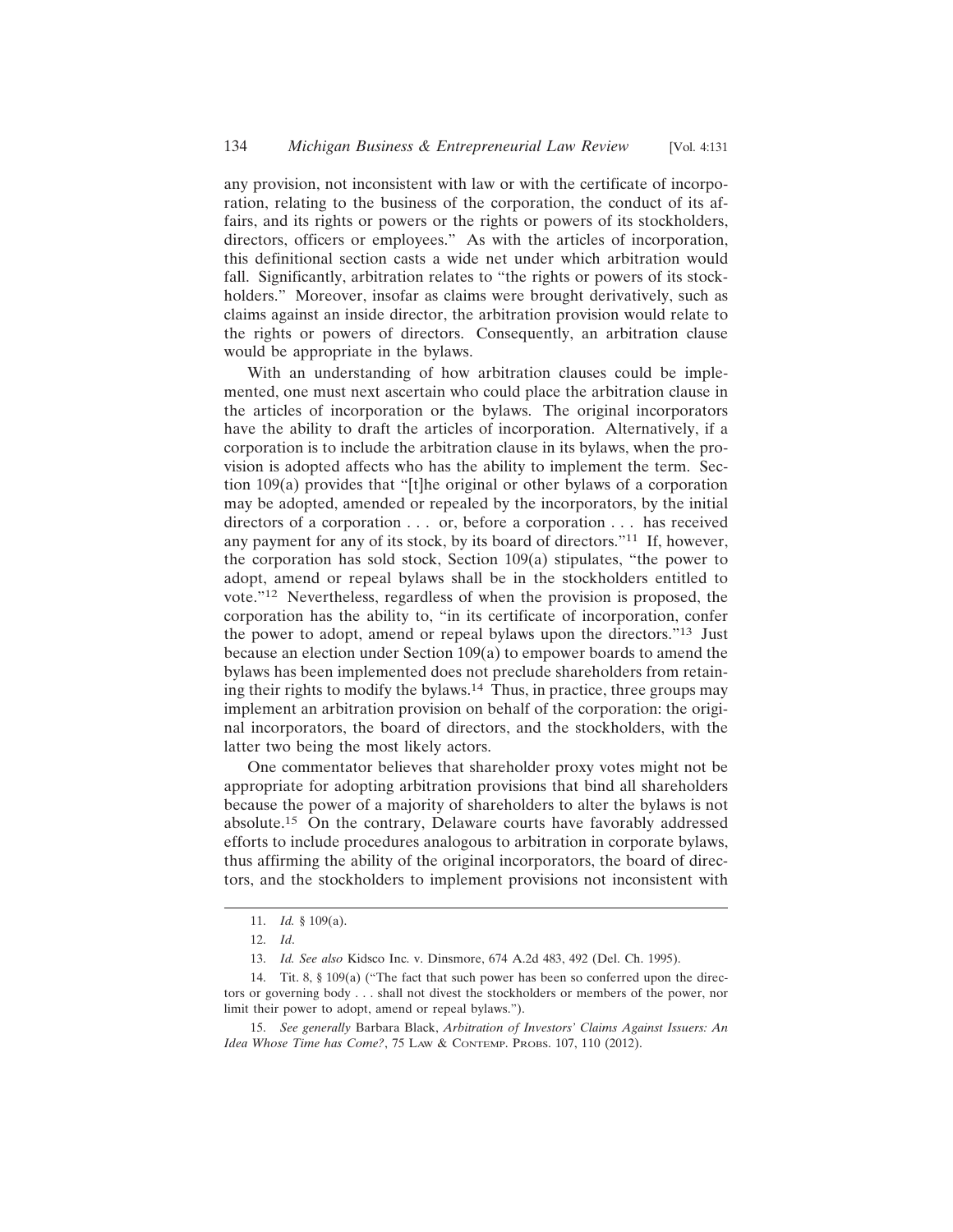any provision, not inconsistent with law or with the certificate of incorporation, relating to the business of the corporation, the conduct of its affairs, and its rights or powers or the rights or powers of its stockholders, directors, officers or employees." As with the articles of incorporation, this definitional section casts a wide net under which arbitration would fall. Significantly, arbitration relates to "the rights or powers of its stockholders." Moreover, insofar as claims were brought derivatively, such as claims against an inside director, the arbitration provision would relate to the rights or powers of directors. Consequently, an arbitration clause would be appropriate in the bylaws.

With an understanding of how arbitration clauses could be implemented, one must next ascertain who could place the arbitration clause in the articles of incorporation or the bylaws. The original incorporators have the ability to draft the articles of incorporation. Alternatively, if a corporation is to include the arbitration clause in its bylaws, when the provision is adopted affects who has the ability to implement the term. Section 109(a) provides that "[t]he original or other bylaws of a corporation may be adopted, amended or repealed by the incorporators, by the initial directors of a corporation . . . or, before a corporation . . . has received any payment for any of its stock, by its board of directors."[11] If, however, the corporation has sold stock, Section 109(a) stipulates, "the power to adopt, amend or repeal bylaws shall be in the stockholders entitled to vote."[12] Nevertheless, regardless of when the provision is proposed, the corporation has the ability to, "in its certificate of incorporation, confer the power to adopt, amend or repeal bylaws upon the directors."[13] Just because an election under Section 109(a) to empower boards to amend the bylaws has been implemented does not preclude shareholders from retaining their rights to modify the bylaws.[14] Thus, in practice, three groups may implement an arbitration provision on behalf of the corporation: the original incorporators, the board of directors, and the stockholders, with the latter two being the most likely actors.

One commentator believes that shareholder proxy votes might not be appropriate for adopting arbitration provisions that bind all shareholders because the power of a majority of shareholders to alter the bylaws is not absolute.[15] On the contrary, Delaware courts have favorably addressed efforts to include procedures analogous to arbitration in corporate bylaws, thus affirming the ability of the original incorporators, the board of directors, and the stockholders to implement provisions not inconsistent with

---

11. *Id.* § 109(a).

12. *Id*.

13. *Id. See also* Kidsco Inc. v. Dinsmore, 674 A.2d 483, 492 (Del. Ch. 1995).

14. Tit. 8, § 109(a) ("The fact that such power has been so conferred upon the directors or governing body . . . shall not divest the stockholders or members of the power, nor limit their power to adopt, amend or repeal bylaws.").

15. *See generally* Barbara Black, *Arbitration of Investors' Claims Against Issuers: An Idea Whose Time has Come?*, 75 LAW & CONTEMP. PROBS. 107, 110 (2012).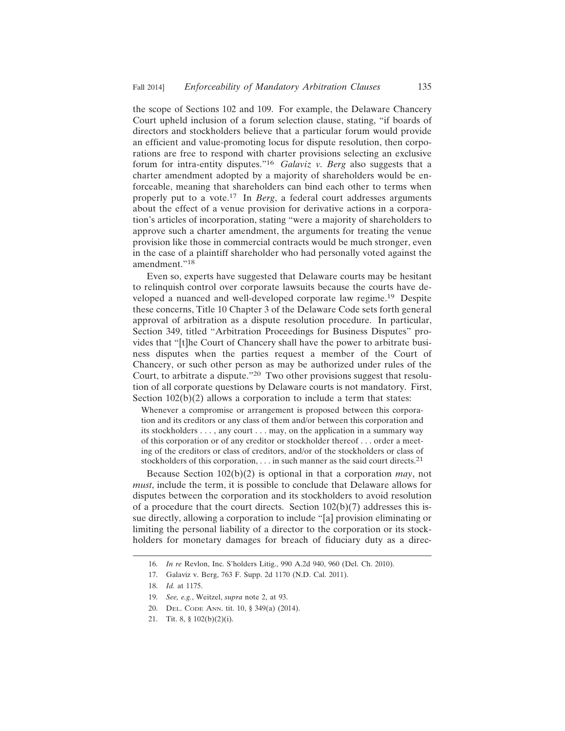the scope of Sections 102 and 109. For example, the Delaware Chancery Court upheld inclusion of a forum selection clause, stating, "if boards of directors and stockholders believe that a particular forum would provide an efficient and value-promoting locus for dispute resolution, then corporations are free to respond with charter provisions selecting an exclusive forum for intra-entity disputes."[16] *Galaviz v. Berg* also suggests that a charter amendment adopted by a majority of shareholders would be enforceable, meaning that shareholders can bind each other to terms when properly put to a vote.[17] In *Berg*, a federal court addresses arguments about the effect of a venue provision for derivative actions in a corporation's articles of incorporation, stating "were a majority of shareholders to approve such a charter amendment, the arguments for treating the venue provision like those in commercial contracts would be much stronger, even in the case of a plaintiff shareholder who had personally voted against the amendment."[18]

Even so, experts have suggested that Delaware courts may be hesitant to relinquish control over corporate lawsuits because the courts have developed a nuanced and well-developed corporate law regime.[19] Despite these concerns, Title 10 Chapter 3 of the Delaware Code sets forth general approval of arbitration as a dispute resolution procedure. In particular, Section 349, titled "Arbitration Proceedings for Business Disputes" provides that "[t]he Court of Chancery shall have the power to arbitrate business disputes when the parties request a member of the Court of Chancery, or such other person as may be authorized under rules of the Court, to arbitrate a dispute."[20] Two other provisions suggest that resolution of all corporate questions by Delaware courts is not mandatory. First, Section 102(b)(2) allows a corporation to include a term that states:

> Whenever a compromise or arrangement is proposed between this corporation and its creditors or any class of them and/or between this corporation and its stockholders . . . , any court . . . may, on the application in a summary way of this corporation or of any creditor or stockholder thereof . . . order a meeting of the creditors or class of creditors, and/or of the stockholders or class of stockholders of this corporation, . . . in such manner as the said court directs.[21]

Because Section 102(b)(2) is optional in that a corporation *may*, not *must*, include the term, it is possible to conclude that Delaware allows for disputes between the corporation and its stockholders to avoid resolution of a procedure that the court directs. Section 102(b)(7) addresses this issue directly, allowing a corporation to include "[a] provision eliminating or limiting the personal liability of a director to the corporation or its stockholders for monetary damages for breach of fiduciary duty as a direc-

---

16. *In re* Revlon, Inc. S'holders Litig., 990 A.2d 940, 960 (Del. Ch. 2010).

17. Galaviz v. Berg, 763 F. Supp. 2d 1170 (N.D. Cal. 2011).

18. *Id.* at 1175.

19. *See, e.g.*, Weitzel, *supra* note 2, at 93.

20. Del. Code Ann. tit. 10, § 349(a) (2014).

21. Tit. 8, § 102(b)(2)(i).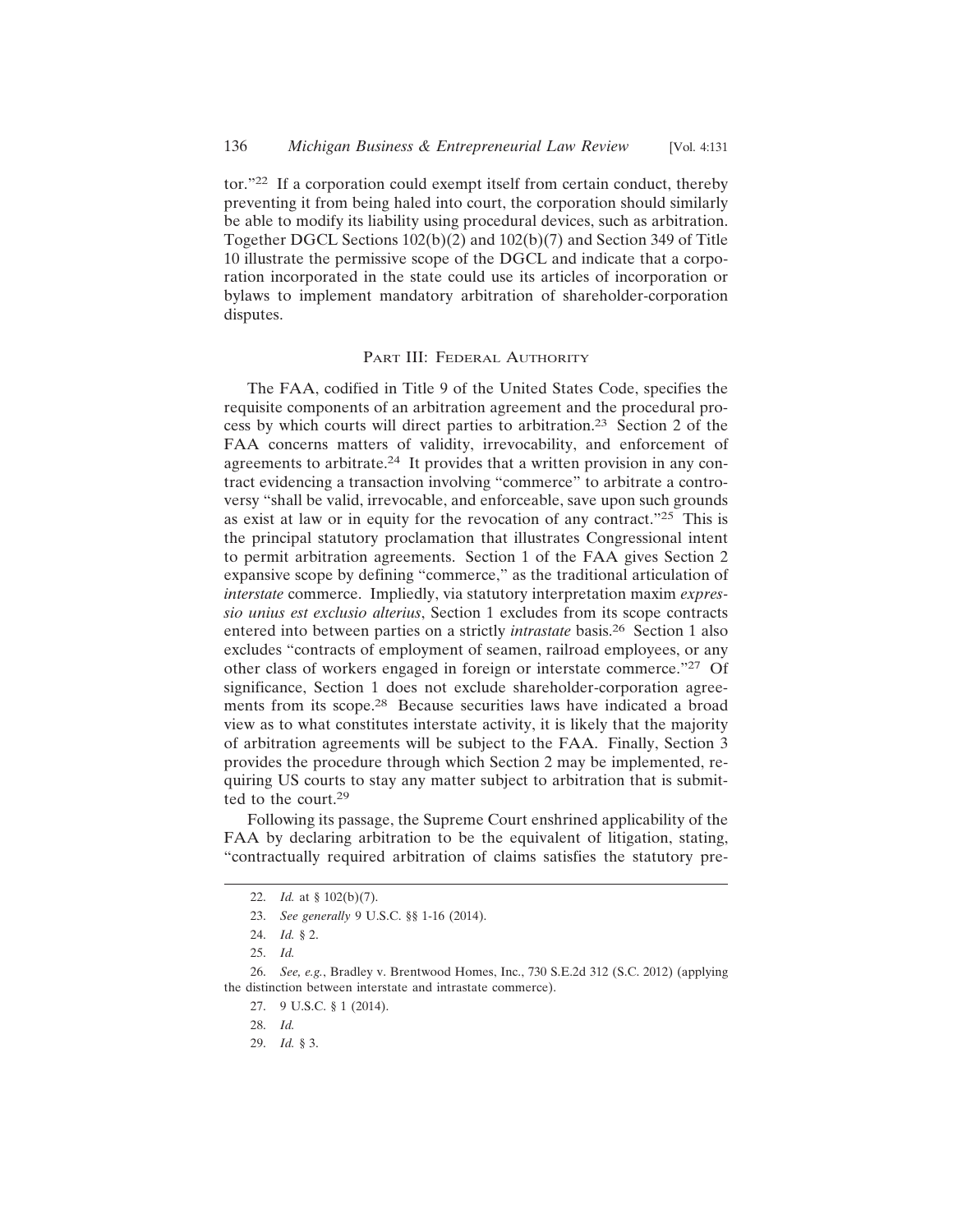tor."[22] If a corporation could exempt itself from certain conduct, thereby preventing it from being haled into court, the corporation should similarly be able to modify its liability using procedural devices, such as arbitration. Together DGCL Sections 102(b)(2) and 102(b)(7) and Section 349 of Title 10 illustrate the permissive scope of the DGCL and indicate that a corporation incorporated in the state could use its articles of incorporation or bylaws to implement mandatory arbitration of shareholder-corporation disputes.

## PART III: FEDERAL AUTHORITY

The FAA, codified in Title 9 of the United States Code, specifies the requisite components of an arbitration agreement and the procedural process by which courts will direct parties to arbitration.[23] Section 2 of the FAA concerns matters of validity, irrevocability, and enforcement of agreements to arbitrate.[24] It provides that a written provision in any contract evidencing a transaction involving "commerce" to arbitrate a controversy "shall be valid, irrevocable, and enforceable, save upon such grounds as exist at law or in equity for the revocation of any contract."[25] This is the principal statutory proclamation that illustrates Congressional intent to permit arbitration agreements. Section 1 of the FAA gives Section 2 expansive scope by defining "commerce," as the traditional articulation of *interstate* commerce. Impliedly, via statutory interpretation maxim *expressio unius est exclusio alterius*, Section 1 excludes from its scope contracts entered into between parties on a strictly *intrastate* basis.[26] Section 1 also excludes "contracts of employment of seamen, railroad employees, or any other class of workers engaged in foreign or interstate commerce."[27] Of significance, Section 1 does not exclude shareholder-corporation agreements from its scope.[28] Because securities laws have indicated a broad view as to what constitutes interstate activity, it is likely that the majority of arbitration agreements will be subject to the FAA. Finally, Section 3 provides the procedure through which Section 2 may be implemented, requiring US courts to stay any matter subject to arbitration that is submitted to the court.[29]

Following its passage, the Supreme Court enshrined applicability of the FAA by declaring arbitration to be the equivalent of litigation, stating, "contractually required arbitration of claims satisfies the statutory pre-

---

22. *Id.* at § 102(b)(7).

23. *See generally* 9 U.S.C. §§ 1-16 (2014).

24. *Id.* § 2.

25. *Id.*

26. *See, e.g.*, Bradley v. Brentwood Homes, Inc., 730 S.E.2d 312 (S.C. 2012) (applying the distinction between interstate and intrastate commerce).

27. 9 U.S.C. § 1 (2014).

28. *Id.*

29. *Id.* § 3.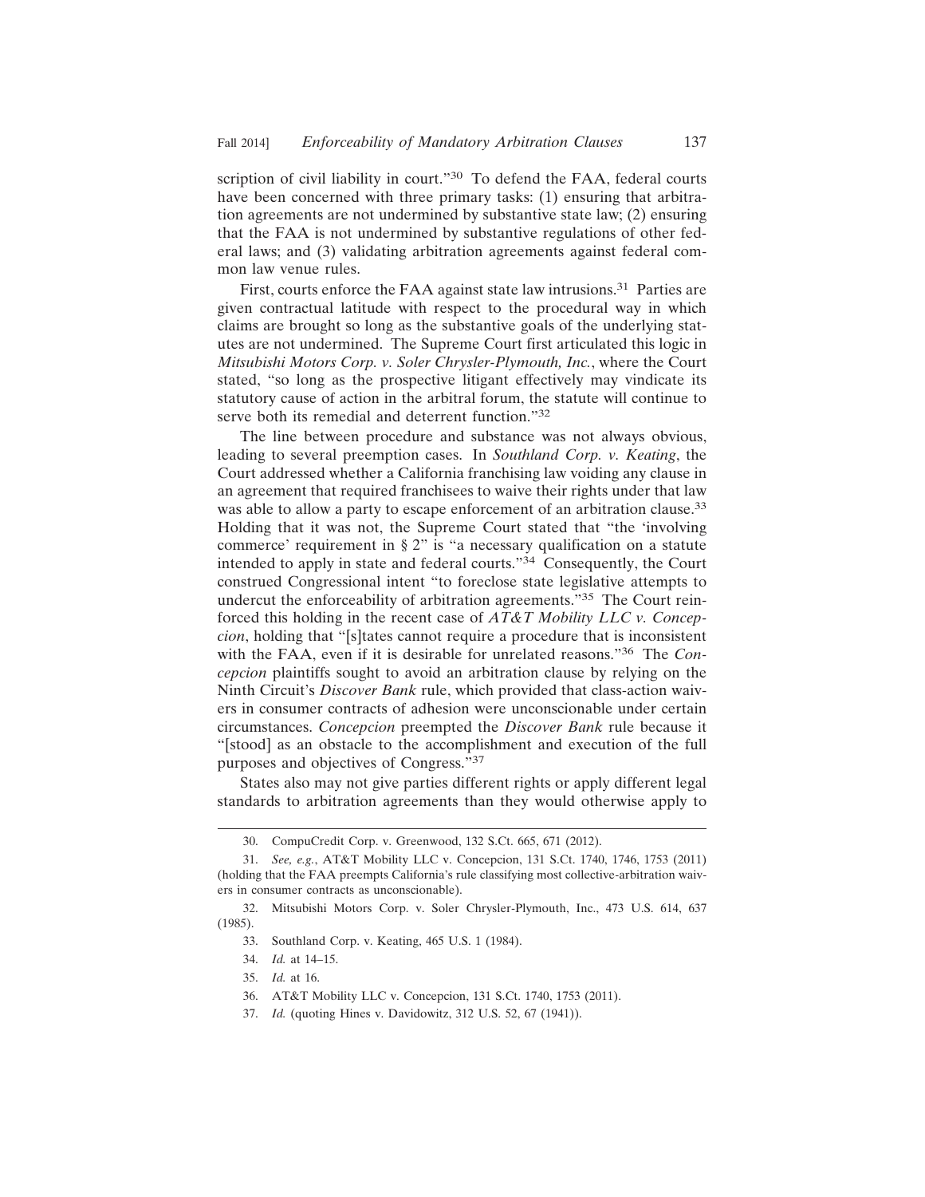scription of civil liability in court."[30] To defend the FAA, federal courts have been concerned with three primary tasks: (1) ensuring that arbitration agreements are not undermined by substantive state law; (2) ensuring that the FAA is not undermined by substantive regulations of other federal laws; and (3) validating arbitration agreements against federal common law venue rules.

First, courts enforce the FAA against state law intrusions.[31] Parties are given contractual latitude with respect to the procedural way in which claims are brought so long as the substantive goals of the underlying statutes are not undermined. The Supreme Court first articulated this logic in *Mitsubishi Motors Corp. v. Soler Chrysler-Plymouth, Inc.*, where the Court stated, "so long as the prospective litigant effectively may vindicate its statutory cause of action in the arbitral forum, the statute will continue to serve both its remedial and deterrent function."[32]

The line between procedure and substance was not always obvious, leading to several preemption cases. In *Southland Corp. v. Keating*, the Court addressed whether a California franchising law voiding any clause in an agreement that required franchisees to waive their rights under that law was able to allow a party to escape enforcement of an arbitration clause.[33] Holding that it was not, the Supreme Court stated that "the 'involving commerce' requirement in § 2" is "a necessary qualification on a statute intended to apply in state and federal courts."[34] Consequently, the Court construed Congressional intent "to foreclose state legislative attempts to undercut the enforceability of arbitration agreements."[35] The Court reinforced this holding in the recent case of *AT&T Mobility LLC v. Concepcion*, holding that "[s]tates cannot require a procedure that is inconsistent with the FAA, even if it is desirable for unrelated reasons."[36] The *Concepcion* plaintiffs sought to avoid an arbitration clause by relying on the Ninth Circuit's *Discover Bank* rule, which provided that class-action waivers in consumer contracts of adhesion were unconscionable under certain circumstances. *Concepcion* preempted the *Discover Bank* rule because it "[stood] as an obstacle to the accomplishment and execution of the full purposes and objectives of Congress."[37]

States also may not give parties different rights or apply different legal standards to arbitration agreements than they would otherwise apply to

---

30. CompuCredit Corp. v. Greenwood, 132 S.Ct. 665, 671 (2012).

31. *See, e.g.*, AT&T Mobility LLC v. Concepcion, 131 S.Ct. 1740, 1746, 1753 (2011) (holding that the FAA preempts California's rule classifying most collective-arbitration waivers in consumer contracts as unconscionable).

32. Mitsubishi Motors Corp. v. Soler Chrysler-Plymouth, Inc., 473 U.S. 614, 637 (1985).

33. Southland Corp. v. Keating, 465 U.S. 1 (1984).

34. *Id.* at 14–15.

35. *Id.* at 16.

36. AT&T Mobility LLC v. Concepcion, 131 S.Ct. 1740, 1753 (2011).

37. *Id.* (quoting Hines v. Davidowitz, 312 U.S. 52, 67 (1941)).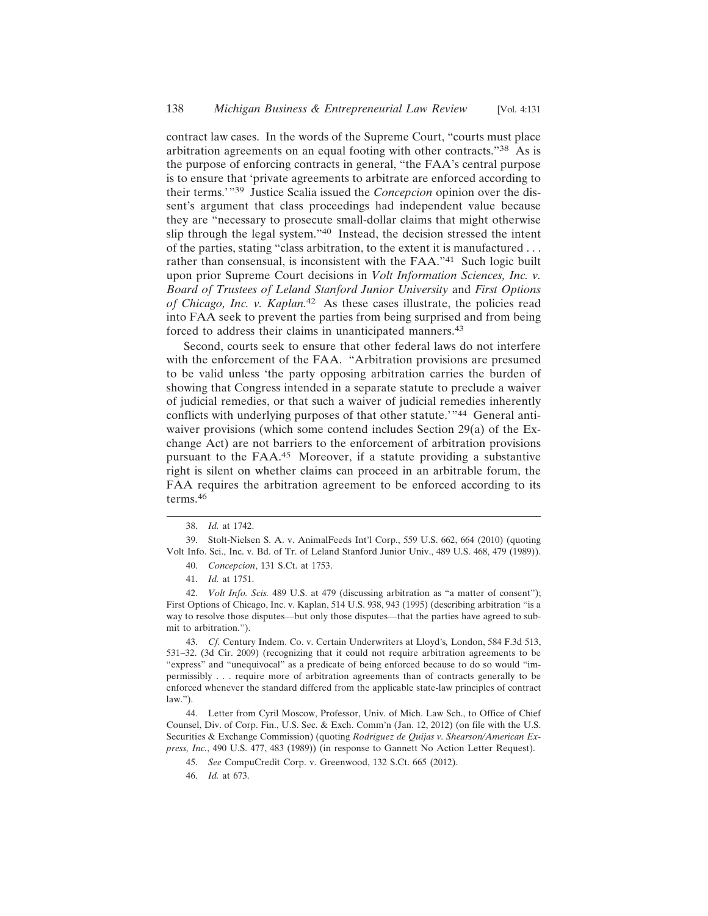contract law cases. In the words of the Supreme Court, "courts must place arbitration agreements on an equal footing with other contracts."[38] As is the purpose of enforcing contracts in general, "the FAA's central purpose is to ensure that 'private agreements to arbitrate are enforced according to their terms.'"[39] Justice Scalia issued the *Concepcion* opinion over the dissent's argument that class proceedings had independent value because they are "necessary to prosecute small-dollar claims that might otherwise slip through the legal system."[40] Instead, the decision stressed the intent of the parties, stating "class arbitration, to the extent it is manufactured . . . rather than consensual, is inconsistent with the FAA."[41] Such logic built upon prior Supreme Court decisions in *Volt Information Sciences, Inc. v. Board of Trustees of Leland Stanford Junior University* and *First Options of Chicago, Inc. v. Kaplan.*[42] As these cases illustrate, the policies read into FAA seek to prevent the parties from being surprised and from being forced to address their claims in unanticipated manners.[43]

Second, courts seek to ensure that other federal laws do not interfere with the enforcement of the FAA. "Arbitration provisions are presumed to be valid unless 'the party opposing arbitration carries the burden of showing that Congress intended in a separate statute to preclude a waiver of judicial remedies, or that such a waiver of judicial remedies inherently conflicts with underlying purposes of that other statute.'"[44] General anti-waiver provisions (which some contend includes Section 29(a) of the Exchange Act) are not barriers to the enforcement of arbitration provisions pursuant to the FAA.[45] Moreover, if a statute providing a substantive right is silent on whether claims can proceed in an arbitrable forum, the FAA requires the arbitration agreement to be enforced according to its terms.[46]

---

38. *Id.* at 1742.

39. Stolt-Nielsen S. A. v. AnimalFeeds Int'l Corp., 559 U.S. 662, 664 (2010) (quoting Volt Info. Sci., Inc. v. Bd. of Tr. of Leland Stanford Junior Univ., 489 U.S. 468, 479 (1989)).

40. *Concepcion*, 131 S.Ct. at 1753.

41. *Id.* at 1751.

42. *Volt Info. Scis.* 489 U.S. at 479 (discussing arbitration as "a matter of consent"); First Options of Chicago, Inc. v. Kaplan, 514 U.S. 938, 943 (1995) (describing arbitration "is a way to resolve those disputes—but only those disputes—that the parties have agreed to submit to arbitration.").

43. *Cf.* Century Indem. Co. v. Certain Underwriters at Lloyd's*,* London, 584 F.3d 513, 531–32. (3d Cir. 2009) (recognizing that it could not require arbitration agreements to be "express" and "unequivocal" as a predicate of being enforced because to do so would "impermissibly . . . require more of arbitration agreements than of contracts generally to be enforced whenever the standard differed from the applicable state-law principles of contract law.").

44. Letter from Cyril Moscow, Professor, Univ. of Mich. Law Sch., to Office of Chief Counsel, Div. of Corp. Fin., U.S. Sec. & Exch. Comm'n (Jan. 12, 2012) (on file with the U.S. Securities & Exchange Commission) (quoting *Rodriguez de Quijas v. Shearson/American Express, Inc.*, 490 U.S. 477, 483 (1989)) (in response to Gannett No Action Letter Request).

45. *See* CompuCredit Corp. v. Greenwood, 132 S.Ct. 665 (2012).

46. *Id.* at 673.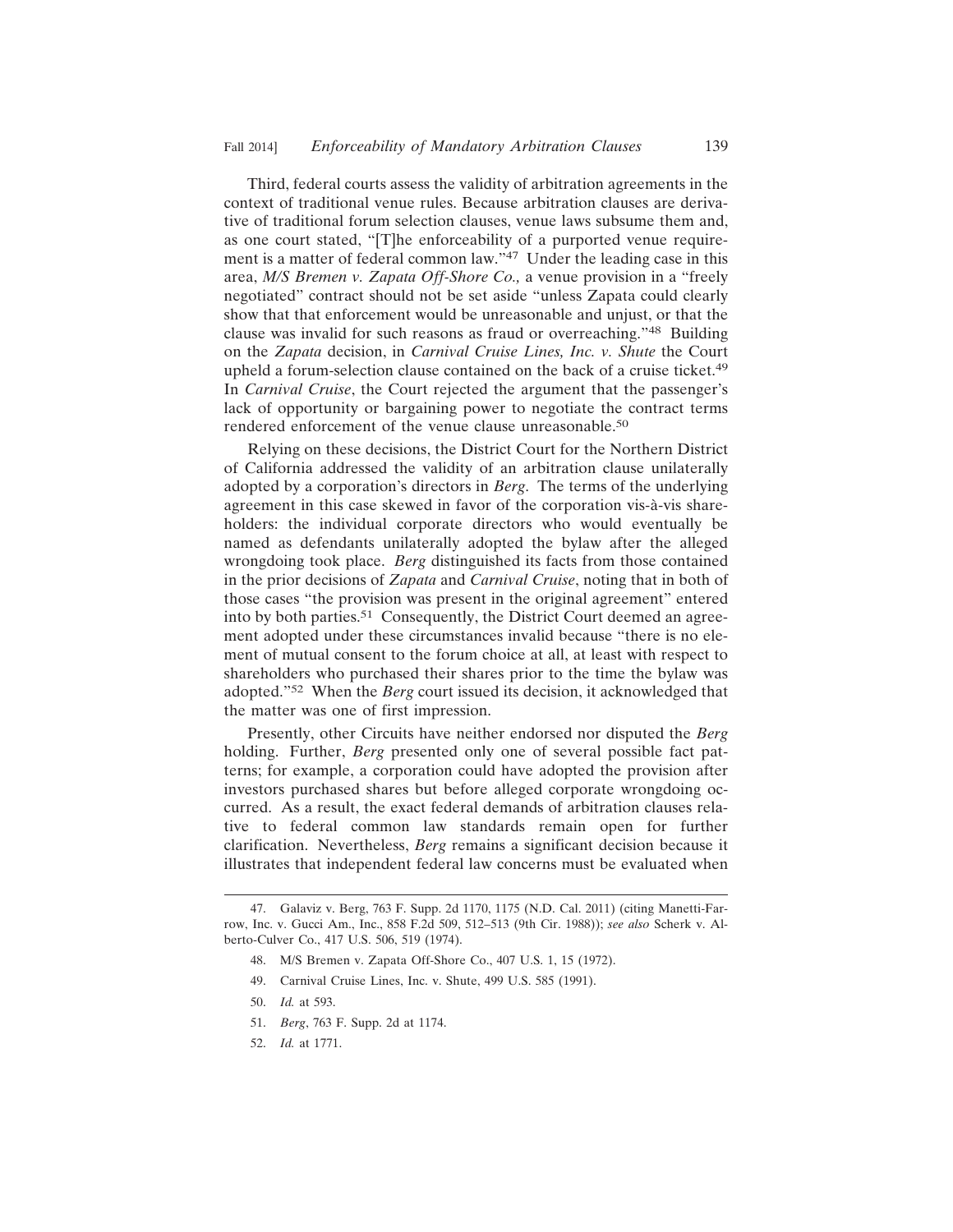Third, federal courts assess the validity of arbitration agreements in the context of traditional venue rules. Because arbitration clauses are derivative of traditional forum selection clauses, venue laws subsume them and, as one court stated, "[T]he enforceability of a purported venue requirement is a matter of federal common law."[47] Under the leading case in this area, *M/S Bremen v. Zapata Off-Shore Co.,* a venue provision in a "freely negotiated" contract should not be set aside "unless Zapata could clearly show that that enforcement would be unreasonable and unjust, or that the clause was invalid for such reasons as fraud or overreaching."[48] Building on the *Zapata* decision, in *Carnival Cruise Lines, Inc. v. Shute* the Court upheld a forum-selection clause contained on the back of a cruise ticket.[49] In *Carnival Cruise*, the Court rejected the argument that the passenger's lack of opportunity or bargaining power to negotiate the contract terms rendered enforcement of the venue clause unreasonable.[50]

Relying on these decisions, the District Court for the Northern District of California addressed the validity of an arbitration clause unilaterally adopted by a corporation's directors in *Berg*. The terms of the underlying agreement in this case skewed in favor of the corporation vis-à-vis shareholders: the individual corporate directors who would eventually be named as defendants unilaterally adopted the bylaw after the alleged wrongdoing took place. *Berg* distinguished its facts from those contained in the prior decisions of *Zapata* and *Carnival Cruise*, noting that in both of those cases "the provision was present in the original agreement" entered into by both parties.[51] Consequently, the District Court deemed an agreement adopted under these circumstances invalid because "there is no element of mutual consent to the forum choice at all, at least with respect to shareholders who purchased their shares prior to the time the bylaw was adopted."[52] When the *Berg* court issued its decision, it acknowledged that the matter was one of first impression.

Presently, other Circuits have neither endorsed nor disputed the *Berg* holding. Further, *Berg* presented only one of several possible fact patterns; for example, a corporation could have adopted the provision after investors purchased shares but before alleged corporate wrongdoing occurred. As a result, the exact federal demands of arbitration clauses relative to federal common law standards remain open for further clarification. Nevertheless, *Berg* remains a significant decision because it illustrates that independent federal law concerns must be evaluated when

---

47. Galaviz v. Berg, 763 F. Supp. 2d 1170, 1175 (N.D. Cal. 2011) (citing Manetti-Farrow, Inc. v. Gucci Am., Inc., 858 F.2d 509, 512–513 (9th Cir. 1988)); *see also* Scherk v. Alberto-Culver Co., 417 U.S. 506, 519 (1974).

48. M/S Bremen v. Zapata Off-Shore Co., 407 U.S. 1, 15 (1972).

49. Carnival Cruise Lines, Inc. v. Shute, 499 U.S. 585 (1991).

50. *Id.* at 593.

51. *Berg*, 763 F. Supp. 2d at 1174.

52. *Id.* at 1771.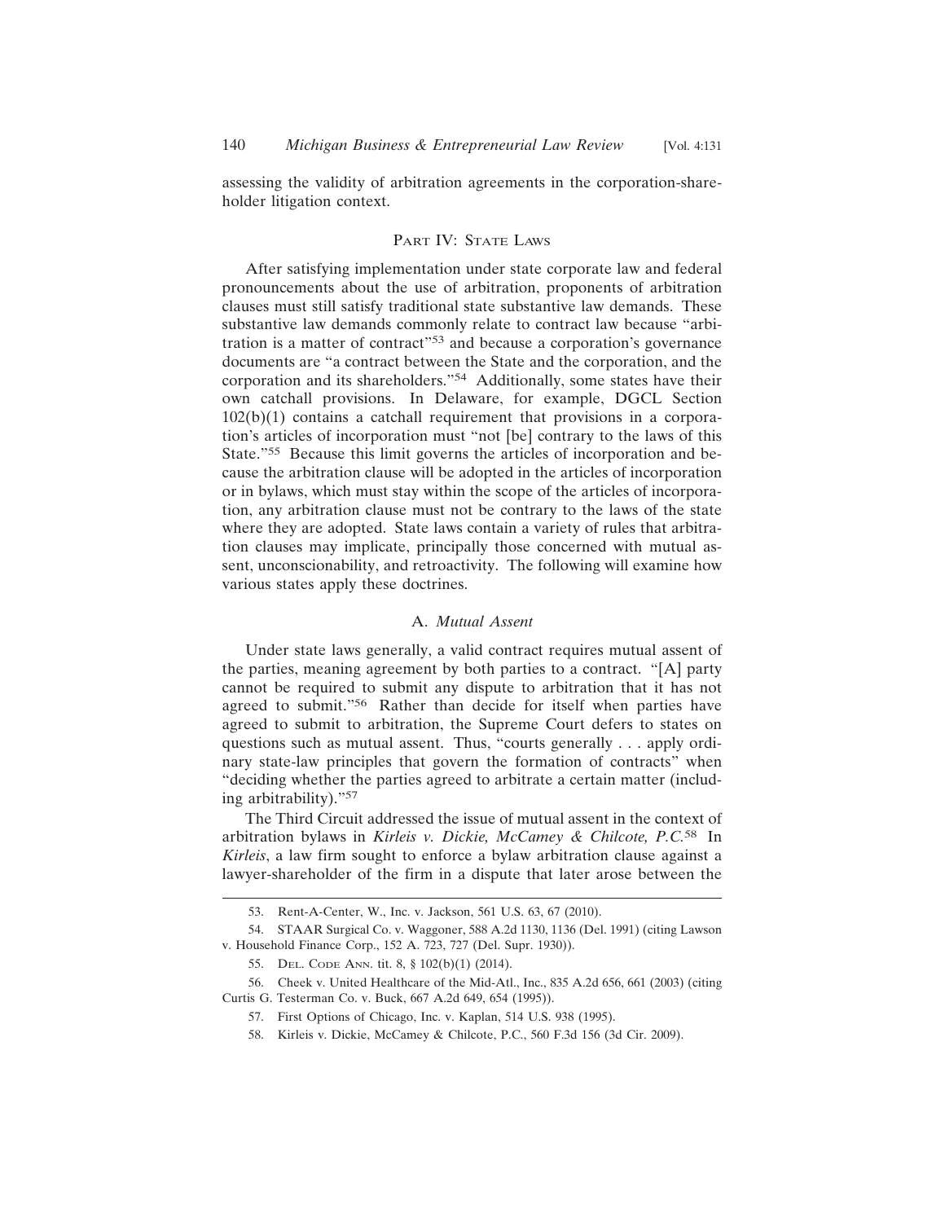assessing the validity of arbitration agreements in the corporation-shareholder litigation context.

## PART IV: STATE LAWS

After satisfying implementation under state corporate law and federal pronouncements about the use of arbitration, proponents of arbitration clauses must still satisfy traditional state substantive law demands. These substantive law demands commonly relate to contract law because "arbitration is a matter of contract"[53] and because a corporation's governance documents are "a contract between the State and the corporation, and the corporation and its shareholders."[54] Additionally, some states have their own catchall provisions. In Delaware, for example, DGCL Section 102(b)(1) contains a catchall requirement that provisions in a corporation's articles of incorporation must "not [be] contrary to the laws of this State."[55] Because this limit governs the articles of incorporation and because the arbitration clause will be adopted in the articles of incorporation or in bylaws, which must stay within the scope of the articles of incorporation, any arbitration clause must not be contrary to the laws of the state where they are adopted. State laws contain a variety of rules that arbitration clauses may implicate, principally those concerned with mutual assent, unconscionability, and retroactivity. The following will examine how various states apply these doctrines.

### A. *Mutual Assent*

Under state laws generally, a valid contract requires mutual assent of the parties, meaning agreement by both parties to a contract. "[A] party cannot be required to submit any dispute to arbitration that it has not agreed to submit."[56] Rather than decide for itself when parties have agreed to submit to arbitration, the Supreme Court defers to states on questions such as mutual assent. Thus, "courts generally . . . apply ordinary state-law principles that govern the formation of contracts" when "deciding whether the parties agreed to arbitrate a certain matter (including arbitrability)."[57]

The Third Circuit addressed the issue of mutual assent in the context of arbitration bylaws in *Kirleis v. Dickie, McCamey & Chilcote, P.C.*[58] In *Kirleis*, a law firm sought to enforce a bylaw arbitration clause against a lawyer-shareholder of the firm in a dispute that later arose between the

---

53. Rent-A-Center, W., Inc. v. Jackson, 561 U.S. 63, 67 (2010).

54. STAAR Surgical Co. v. Waggoner, 588 A.2d 1130, 1136 (Del. 1991) (citing Lawson v. Household Finance Corp., 152 A. 723, 727 (Del. Supr. 1930)).

55. DEL. CODE ANN. tit. 8, § 102(b)(1) (2014).

56. Cheek v. United Healthcare of the Mid-Atl., Inc., 835 A.2d 656, 661 (2003) (citing Curtis G. Testerman Co. v. Buck, 667 A.2d 649, 654 (1995)).

57. First Options of Chicago, Inc. v. Kaplan, 514 U.S. 938 (1995).

58. Kirleis v. Dickie, McCamey & Chilcote, P.C., 560 F.3d 156 (3d Cir. 2009).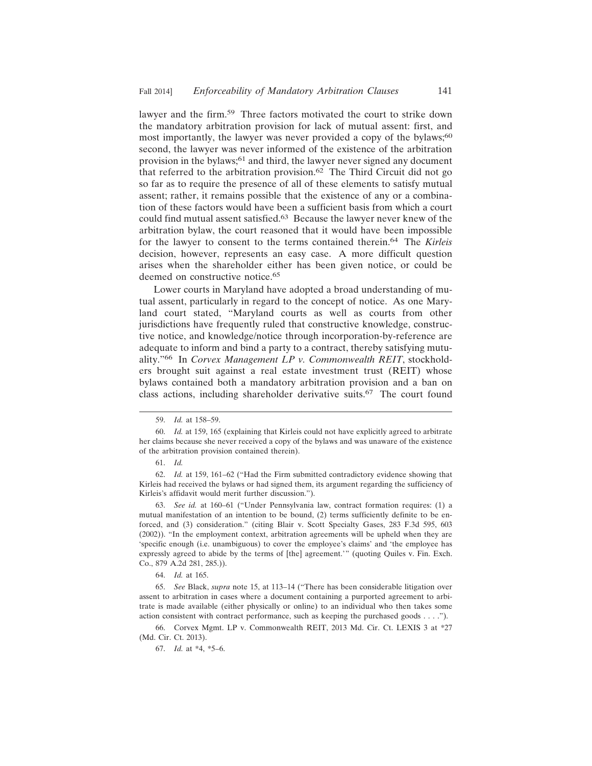lawyer and the firm.[59] Three factors motivated the court to strike down the mandatory arbitration provision for lack of mutual assent: first, and most importantly, the lawyer was never provided a copy of the bylaws;[60] second, the lawyer was never informed of the existence of the arbitration provision in the bylaws;[61] and third, the lawyer never signed any document that referred to the arbitration provision.[62] The Third Circuit did not go so far as to require the presence of all of these elements to satisfy mutual assent; rather, it remains possible that the existence of any or a combination of these factors would have been a sufficient basis from which a court could find mutual assent satisfied.[63] Because the lawyer never knew of the arbitration bylaw, the court reasoned that it would have been impossible for the lawyer to consent to the terms contained therein.[64] The *Kirleis* decision, however, represents an easy case. A more difficult question arises when the shareholder either has been given notice, or could be deemed on constructive notice.[65]

Lower courts in Maryland have adopted a broad understanding of mutual assent, particularly in regard to the concept of notice. As one Maryland court stated, "Maryland courts as well as courts from other jurisdictions have frequently ruled that constructive knowledge, constructive notice, and knowledge/notice through incorporation-by-reference are adequate to inform and bind a party to a contract, thereby satisfying mutuality."[66] In *Corvex Management LP v. Commonwealth REIT*, stockholders brought suit against a real estate investment trust (REIT) whose bylaws contained both a mandatory arbitration provision and a ban on class actions, including shareholder derivative suits.[67] The court found

---

59. *Id.* at 158–59.

60. *Id.* at 159, 165 (explaining that Kirleis could not have explicitly agreed to arbitrate her claims because she never received a copy of the bylaws and was unaware of the existence of the arbitration provision contained therein).

61. *Id.*

62. *Id.* at 159, 161–62 ("Had the Firm submitted contradictory evidence showing that Kirleis had received the bylaws or had signed them, its argument regarding the sufficiency of Kirleis's affidavit would merit further discussion.").

63. *See id.* at 160–61 ("Under Pennsylvania law, contract formation requires: (1) a mutual manifestation of an intention to be bound, (2) terms sufficiently definite to be enforced, and (3) consideration." (citing Blair v. Scott Specialty Gases, 283 F.3d 595, 603 (2002)). "In the employment context, arbitration agreements will be upheld when they are 'specific enough (i.e. unambiguous) to cover the employee's claims' and 'the employee has expressly agreed to abide by the terms of [the] agreement.'" (quoting Quiles v. Fin. Exch. Co., 879 A.2d 281, 285.)).

64. *Id.* at 165.

65. *See* Black, *supra* note 15, at 113–14 ("There has been considerable litigation over assent to arbitration in cases where a document containing a purported agreement to arbitrate is made available (either physically or online) to an individual who then takes some action consistent with contract performance, such as keeping the purchased goods . . . .").

66. Corvex Mgmt. LP v. Commonwealth REIT, 2013 Md. Cir. Ct. LEXIS 3 at *27 (Md. Cir. Ct. 2013).

67. *Id.* at *4, *5–6.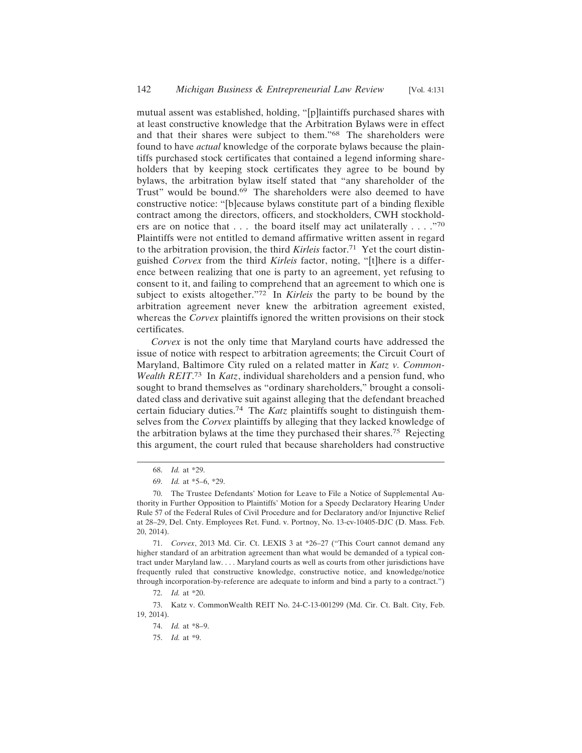mutual assent was established, holding, "[p]laintiffs purchased shares with at least constructive knowledge that the Arbitration Bylaws were in effect and that their shares were subject to them."[68] The shareholders were found to have *actual* knowledge of the corporate bylaws because the plaintiffs purchased stock certificates that contained a legend informing shareholders that by keeping stock certificates they agree to be bound by bylaws, the arbitration bylaw itself stated that "any shareholder of the Trust" would be bound.[69] The shareholders were also deemed to have constructive notice: "[b]ecause bylaws constitute part of a binding flexible contract among the directors, officers, and stockholders, CWH stockholders are on notice that . . . the board itself may act unilaterally . . . ."[70] Plaintiffs were not entitled to demand affirmative written assent in regard to the arbitration provision, the third *Kirleis* factor.[71] Yet the court distinguished *Corvex* from the third *Kirleis* factor, noting, "[t]here is a difference between realizing that one is party to an agreement, yet refusing to consent to it, and failing to comprehend that an agreement to which one is subject to exists altogether."[72] In *Kirleis* the party to be bound by the arbitration agreement never knew the arbitration agreement existed, whereas the *Corvex* plaintiffs ignored the written provisions on their stock certificates.

*Corvex* is not the only time that Maryland courts have addressed the issue of notice with respect to arbitration agreements; the Circuit Court of Maryland, Baltimore City ruled on a related matter in *Katz v. CommonWealth REIT*.[73] In *Katz*, individual shareholders and a pension fund, who sought to brand themselves as "ordinary shareholders," brought a consolidated class and derivative suit against alleging that the defendant breached certain fiduciary duties.[74] The *Katz* plaintiffs sought to distinguish themselves from the *Corvex* plaintiffs by alleging that they lacked knowledge of the arbitration bylaws at the time they purchased their shares.[75] Rejecting this argument, the court ruled that because shareholders had constructive

68. *Id.* at *29.

69. *Id.* at *5–6, *29.

70. The Trustee Defendants' Motion for Leave to File a Notice of Supplemental Authority in Further Opposition to Plaintiffs' Motion for a Speedy Declaratory Hearing Under Rule 57 of the Federal Rules of Civil Procedure and for Declaratory and/or Injunctive Relief at 28–29, Del. Cnty. Employees Ret. Fund. v. Portnoy, No. 13-cv-10405-DJC (D. Mass. Feb. 20, 2014).

71. *Corvex*, 2013 Md. Cir. Ct. LEXIS 3 at *26–27 ("This Court cannot demand any higher standard of an arbitration agreement than what would be demanded of a typical contract under Maryland law. . . . Maryland courts as well as courts from other jurisdictions have frequently ruled that constructive knowledge, constructive notice, and knowledge/notice through incorporation-by-reference are adequate to inform and bind a party to a contract.")

72. *Id.* at *20.

73. Katz v. CommonWealth REIT No. 24-C-13-001299 (Md. Cir. Ct. Balt. City, Feb. 19, 2014).

74. *Id.* at *8–9.

75. *Id.* at *9.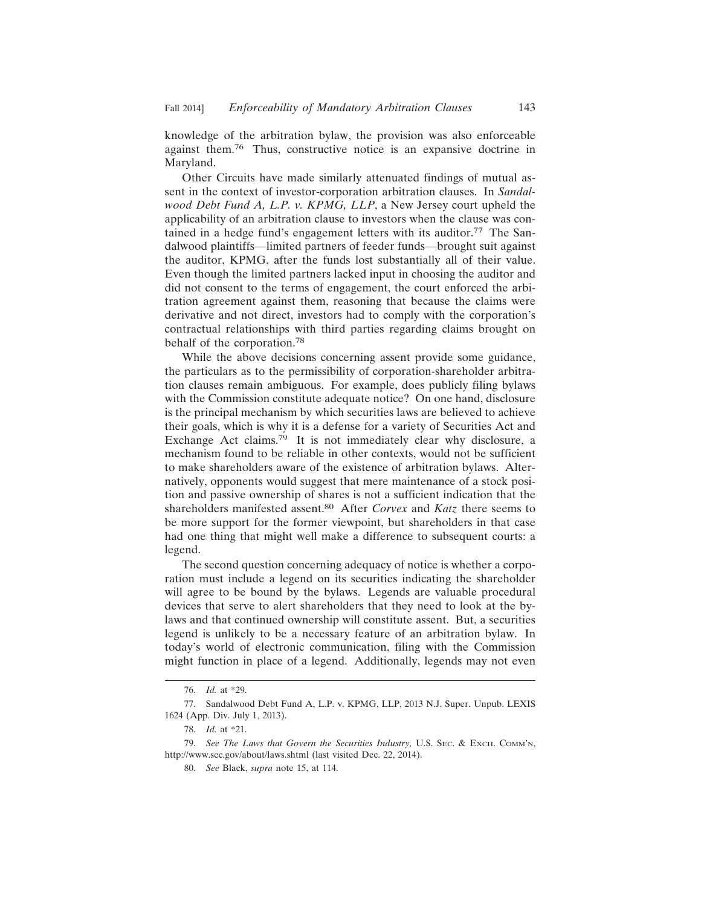knowledge of the arbitration bylaw, the provision was also enforceable against them.[76] Thus, constructive notice is an expansive doctrine in Maryland.

Other Circuits have made similarly attenuated findings of mutual assent in the context of investor-corporation arbitration clauses. In *Sandalwood Debt Fund A, L.P. v. KPMG, LLP*, a New Jersey court upheld the applicability of an arbitration clause to investors when the clause was contained in a hedge fund's engagement letters with its auditor.[77] The Sandalwood plaintiffs—limited partners of feeder funds—brought suit against the auditor, KPMG, after the funds lost substantially all of their value. Even though the limited partners lacked input in choosing the auditor and did not consent to the terms of engagement, the court enforced the arbitration agreement against them, reasoning that because the claims were derivative and not direct, investors had to comply with the corporation's contractual relationships with third parties regarding claims brought on behalf of the corporation.[78]

While the above decisions concerning assent provide some guidance, the particulars as to the permissibility of corporation-shareholder arbitration clauses remain ambiguous. For example, does publicly filing bylaws with the Commission constitute adequate notice? On one hand, disclosure is the principal mechanism by which securities laws are believed to achieve their goals, which is why it is a defense for a variety of Securities Act and Exchange Act claims.[79] It is not immediately clear why disclosure, a mechanism found to be reliable in other contexts, would not be sufficient to make shareholders aware of the existence of arbitration bylaws. Alternatively, opponents would suggest that mere maintenance of a stock position and passive ownership of shares is not a sufficient indication that the shareholders manifested assent.[80] After *Corvex* and *Katz* there seems to be more support for the former viewpoint, but shareholders in that case had one thing that might well make a difference to subsequent courts: a legend.

The second question concerning adequacy of notice is whether a corporation must include a legend on its securities indicating the shareholder will agree to be bound by the bylaws. Legends are valuable procedural devices that serve to alert shareholders that they need to look at the bylaws and that continued ownership will constitute assent. But, a securities legend is unlikely to be a necessary feature of an arbitration bylaw. In today's world of electronic communication, filing with the Commission might function in place of a legend. Additionally, legends may not even

---

76. *Id.* at *29.

77. Sandalwood Debt Fund A, L.P. v. KPMG, LLP, 2013 N.J. Super. Unpub. LEXIS 1624 (App. Div. July 1, 2013).

78. *Id.* at *21.

79. *See The Laws that Govern the Securities Industry,* U.S. SEC. & EXCH. COMM'N, http://www.sec.gov/about/laws.shtml (last visited Dec. 22, 2014).

80. *See* Black, *supra* note 15, at 114.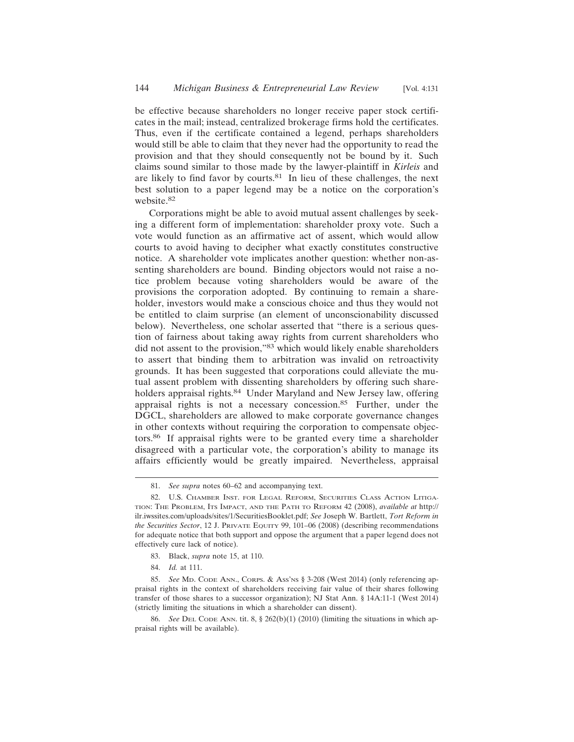be effective because shareholders no longer receive paper stock certificates in the mail; instead, centralized brokerage firms hold the certificates. Thus, even if the certificate contained a legend, perhaps shareholders would still be able to claim that they never had the opportunity to read the provision and that they should consequently not be bound by it. Such claims sound similar to those made by the lawyer-plaintiff in *Kirleis* and are likely to find favor by courts.[81] In lieu of these challenges, the next best solution to a paper legend may be a notice on the corporation's website.[82]

Corporations might be able to avoid mutual assent challenges by seeking a different form of implementation: shareholder proxy vote. Such a vote would function as an affirmative act of assent, which would allow courts to avoid having to decipher what exactly constitutes constructive notice. A shareholder vote implicates another question: whether non-assenting shareholders are bound. Binding objectors would not raise a notice problem because voting shareholders would be aware of the provisions the corporation adopted. By continuing to remain a shareholder, investors would make a conscious choice and thus they would not be entitled to claim surprise (an element of unconscionability discussed below). Nevertheless, one scholar asserted that "there is a serious question of fairness about taking away rights from current shareholders who did not assent to the provision,"[83] which would likely enable shareholders to assert that binding them to arbitration was invalid on retroactivity grounds. It has been suggested that corporations could alleviate the mutual assent problem with dissenting shareholders by offering such shareholders appraisal rights.[84] Under Maryland and New Jersey law, offering appraisal rights is not a necessary concession.[85] Further, under the DGCL, shareholders are allowed to make corporate governance changes in other contexts without requiring the corporation to compensate objectors.[86] If appraisal rights were to be granted every time a shareholder disagreed with a particular vote, the corporation's ability to manage its affairs efficiently would be greatly impaired. Nevertheless, appraisal

---

81. *See supra* notes 60–62 and accompanying text.

82. U.S. Chamber Inst. for Legal Reform, Securities Class Action Litigation: The Problem, Its Impact, and the Path to Reform 42 (2008), *available at* http://ilr.iwssites.com/uploads/sites/1/SecuritiesBooklet.pdf; *See* Joseph W. Bartlett, *Tort Reform in the Securities Sector*, 12 J. Private Equity 99, 101–06 (2008) (describing recommendations for adequate notice that both support and oppose the argument that a paper legend does not effectively cure lack of notice).

83. Black, *supra* note 15, at 110.

84. *Id.* at 111.

85. *See* Md. Code Ann., Corps. & Ass'ns § 3-208 (West 2014) (only referencing appraisal rights in the context of shareholders receiving fair value of their shares following transfer of those shares to a successor organization); NJ Stat Ann. § 14A:11-1 (West 2014) (strictly limiting the situations in which a shareholder can dissent).

86. *See* Del Code Ann. tit. 8, § 262(b)(1) (2010) (limiting the situations in which appraisal rights will be available).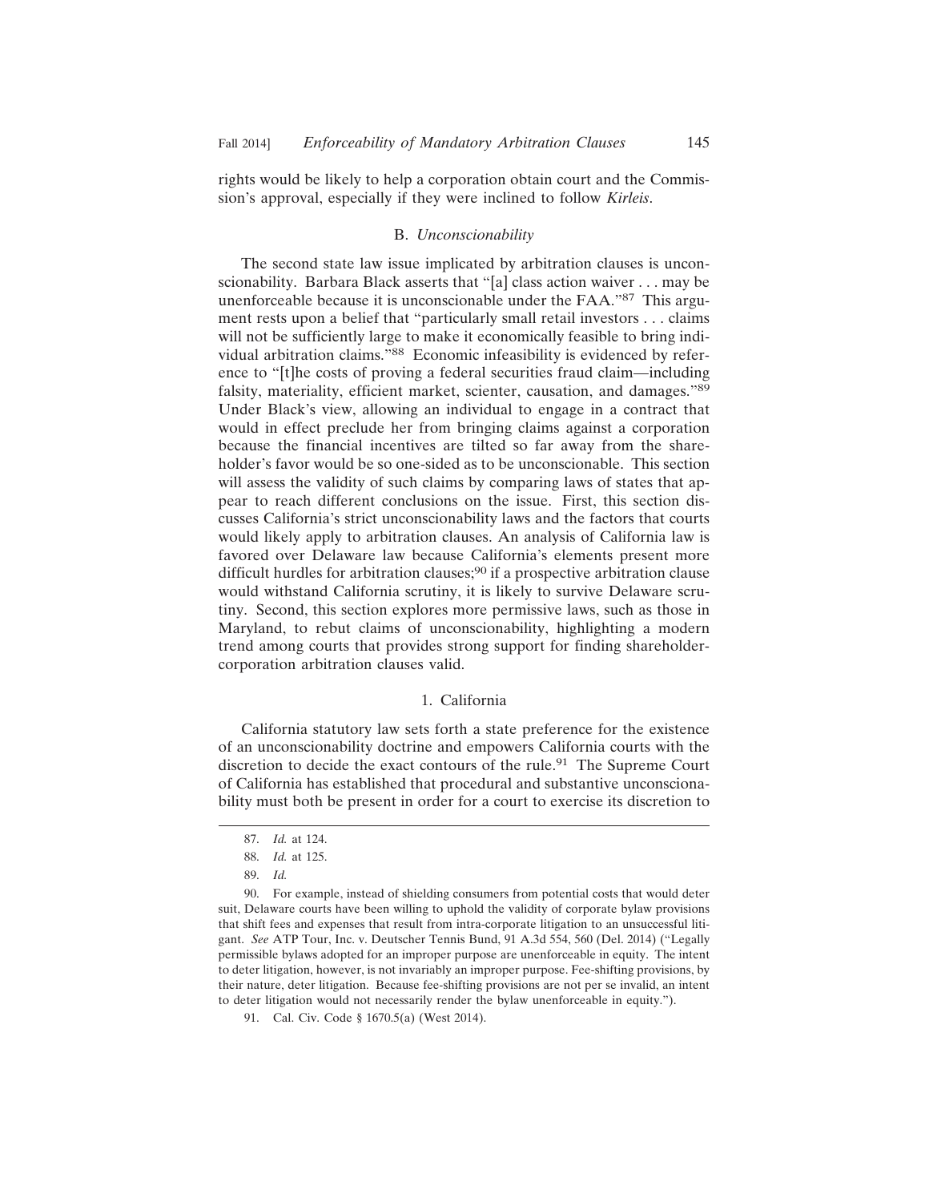rights would be likely to help a corporation obtain court and the Commission's approval, especially if they were inclined to follow *Kirleis*.

### B. *Unconscionability*

The second state law issue implicated by arbitration clauses is unconscionability. Barbara Black asserts that "[a] class action waiver . . . may be unenforceable because it is unconscionable under the FAA."[87] This argument rests upon a belief that "particularly small retail investors . . . claims will not be sufficiently large to make it economically feasible to bring individual arbitration claims."[88] Economic infeasibility is evidenced by reference to "[t]he costs of proving a federal securities fraud claim—including falsity, materiality, efficient market, scienter, causation, and damages."[89] Under Black's view, allowing an individual to engage in a contract that would in effect preclude her from bringing claims against a corporation because the financial incentives are tilted so far away from the shareholder's favor would be so one-sided as to be unconscionable. This section will assess the validity of such claims by comparing laws of states that appear to reach different conclusions on the issue. First, this section discusses California's strict unconscionability laws and the factors that courts would likely apply to arbitration clauses. An analysis of California law is favored over Delaware law because California's elements present more difficult hurdles for arbitration clauses;[90] if a prospective arbitration clause would withstand California scrutiny, it is likely to survive Delaware scrutiny. Second, this section explores more permissive laws, such as those in Maryland, to rebut claims of unconscionability, highlighting a modern trend among courts that provides strong support for finding shareholder-corporation arbitration clauses valid.

#### 1. California

California statutory law sets forth a state preference for the existence of an unconscionability doctrine and empowers California courts with the discretion to decide the exact contours of the rule.[91] The Supreme Court of California has established that procedural and substantive unconscionability must both be present in order for a court to exercise its discretion to

---

87. *Id.* at 124.

88. *Id.* at 125.

89. *Id.*

90. For example, instead of shielding consumers from potential costs that would deter suit, Delaware courts have been willing to uphold the validity of corporate bylaw provisions that shift fees and expenses that result from intra-corporate litigation to an unsuccessful litigant. *See* ATP Tour, Inc. v. Deutscher Tennis Bund, 91 A.3d 554, 560 (Del. 2014) ("Legally permissible bylaws adopted for an improper purpose are unenforceable in equity. The intent to deter litigation, however, is not invariably an improper purpose. Fee-shifting provisions, by their nature, deter litigation. Because fee-shifting provisions are not per se invalid, an intent to deter litigation would not necessarily render the bylaw unenforceable in equity.").

91. Cal. Civ. Code § 1670.5(a) (West 2014).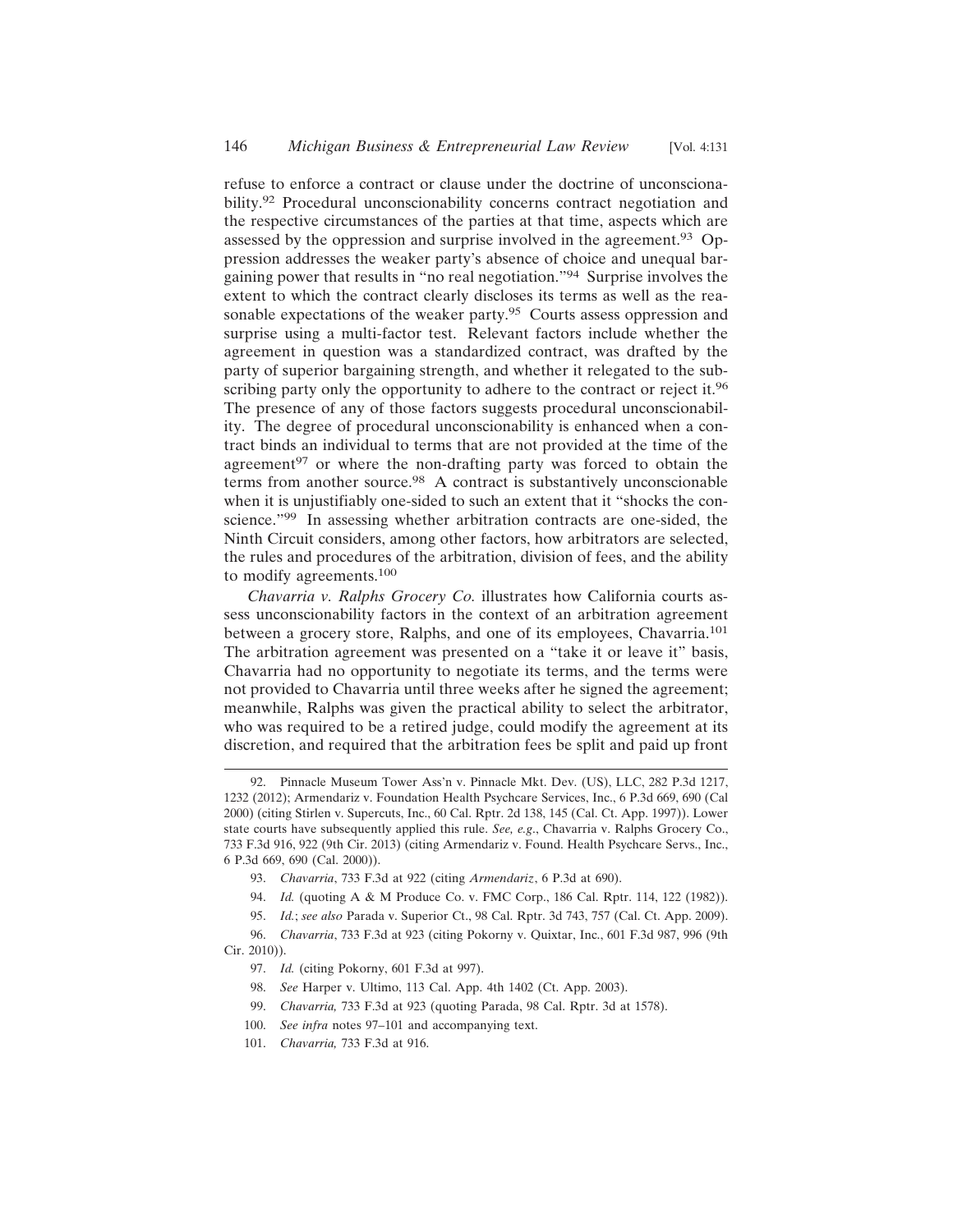refuse to enforce a contract or clause under the doctrine of unconscionability.[92] Procedural unconscionability concerns contract negotiation and the respective circumstances of the parties at that time, aspects which are assessed by the oppression and surprise involved in the agreement.[93] Oppression addresses the weaker party's absence of choice and unequal bargaining power that results in "no real negotiation."[94] Surprise involves the extent to which the contract clearly discloses its terms as well as the reasonable expectations of the weaker party.[95] Courts assess oppression and surprise using a multi-factor test. Relevant factors include whether the agreement in question was a standardized contract, was drafted by the party of superior bargaining strength, and whether it relegated to the subscribing party only the opportunity to adhere to the contract or reject it.[96] The presence of any of those factors suggests procedural unconscionability. The degree of procedural unconscionability is enhanced when a contract binds an individual to terms that are not provided at the time of the agreement[97] or where the non-drafting party was forced to obtain the terms from another source.[98] A contract is substantively unconscionable when it is unjustifiably one-sided to such an extent that it "shocks the conscience."[99] In assessing whether arbitration contracts are one-sided, the Ninth Circuit considers, among other factors, how arbitrators are selected, the rules and procedures of the arbitration, division of fees, and the ability to modify agreements.[100]

*Chavarria v. Ralphs Grocery Co.* illustrates how California courts assess unconscionability factors in the context of an arbitration agreement between a grocery store, Ralphs, and one of its employees, Chavarria.[101] The arbitration agreement was presented on a "take it or leave it" basis, Chavarria had no opportunity to negotiate its terms, and the terms were not provided to Chavarria until three weeks after he signed the agreement; meanwhile, Ralphs was given the practical ability to select the arbitrator, who was required to be a retired judge, could modify the agreement at its discretion, and required that the arbitration fees be split and paid up front

---

92. Pinnacle Museum Tower Ass'n v. Pinnacle Mkt. Dev. (US), LLC, 282 P.3d 1217, 1232 (2012); Armendariz v. Foundation Health Psychcare Services, Inc., 6 P.3d 669, 690 (Cal 2000) (citing Stirlen v. Supercuts, Inc., 60 Cal. Rptr. 2d 138, 145 (Cal. Ct. App. 1997)). Lower state courts have subsequently applied this rule. *See, e.g.*, Chavarria v. Ralphs Grocery Co., 733 F.3d 916, 922 (9th Cir. 2013) (citing Armendariz v. Found. Health Psychcare Servs., Inc., 6 P.3d 669, 690 (Cal. 2000)).

93. *Chavarria*, 733 F.3d at 922 (citing *Armendariz*, 6 P.3d at 690).

94. *Id.* (quoting A & M Produce Co. v. FMC Corp., 186 Cal. Rptr. 114, 122 (1982)).

95. *Id.*; *see also* Parada v. Superior Ct., 98 Cal. Rptr. 3d 743, 757 (Cal. Ct. App. 2009).

96. *Chavarria*, 733 F.3d at 923 (citing Pokorny v. Quixtar, Inc., 601 F.3d 987, 996 (9th Cir. 2010)).

97. *Id.* (citing Pokorny, 601 F.3d at 997).

98. *See* Harper v. Ultimo, 113 Cal. App. 4th 1402 (Ct. App. 2003).

99. *Chavarria,* 733 F.3d at 923 (quoting Parada, 98 Cal. Rptr. 3d at 1578).

100. *See infra* notes 97–101 and accompanying text.

101. *Chavarria,* 733 F.3d at 916.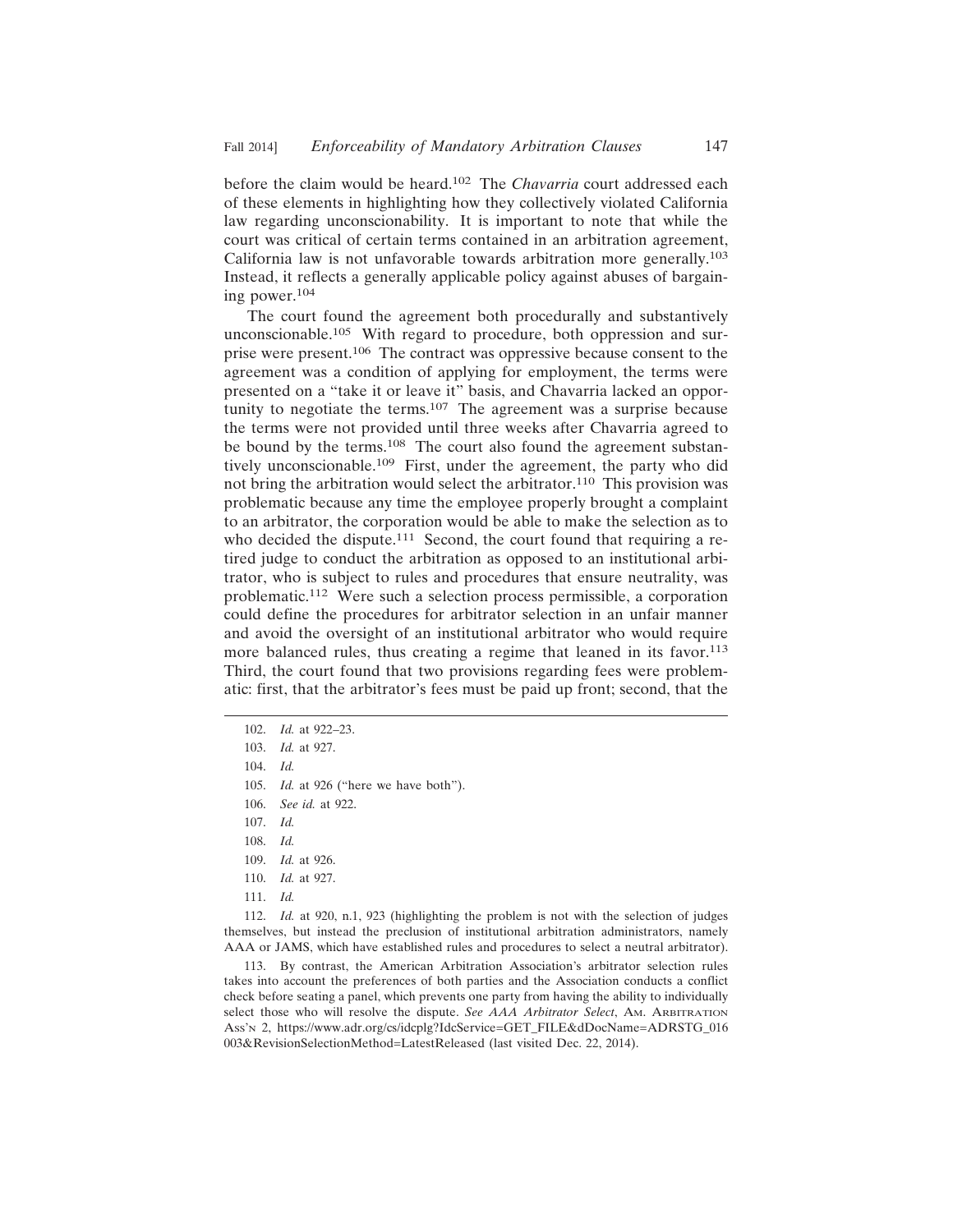before the claim would be heard.[102] The *Chavarria* court addressed each of these elements in highlighting how they collectively violated California law regarding unconscionability. It is important to note that while the court was critical of certain terms contained in an arbitration agreement, California law is not unfavorable towards arbitration more generally.[103] Instead, it reflects a generally applicable policy against abuses of bargaining power.[104]

The court found the agreement both procedurally and substantively unconscionable.[105] With regard to procedure, both oppression and surprise were present.[106] The contract was oppressive because consent to the agreement was a condition of applying for employment, the terms were presented on a "take it or leave it" basis, and Chavarria lacked an opportunity to negotiate the terms.[107] The agreement was a surprise because the terms were not provided until three weeks after Chavarria agreed to be bound by the terms.[108] The court also found the agreement substantively unconscionable.[109] First, under the agreement, the party who did not bring the arbitration would select the arbitrator.[110] This provision was problematic because any time the employee properly brought a complaint to an arbitrator, the corporation would be able to make the selection as to who decided the dispute.[111] Second, the court found that requiring a retired judge to conduct the arbitration as opposed to an institutional arbitrator, who is subject to rules and procedures that ensure neutrality, was problematic.[112] Were such a selection process permissible, a corporation could define the procedures for arbitrator selection in an unfair manner and avoid the oversight of an institutional arbitrator who would require more balanced rules, thus creating a regime that leaned in its favor.[113] Third, the court found that two provisions regarding fees were problematic: first, that the arbitrator's fees must be paid up front; second, that the

---

102. *Id.* at 922–23.

103. *Id.* at 927.

104. *Id.*

105. *Id.* at 926 ("here we have both").

106. *See id.* at 922.

107. *Id.*

108. *Id.*

109. *Id.* at 926.

110. *Id.* at 927.

111. *Id.*

112. *Id.* at 920, n.1, 923 (highlighting the problem is not with the selection of judges themselves, but instead the preclusion of institutional arbitration administrators, namely AAA or JAMS, which have established rules and procedures to select a neutral arbitrator).

113. By contrast, the American Arbitration Association's arbitrator selection rules takes into account the preferences of both parties and the Association conducts a conflict check before seating a panel, which prevents one party from having the ability to individually select those who will resolve the dispute. *See AAA Arbitrator Select*, AM. ARBITRATION ASS'N 2, https://www.adr.org/cs/idcplg?IdcService=GET_FILE&dDocName=ADRSTG_016003&RevisionSelectionMethod=LatestReleased (last visited Dec. 22, 2014).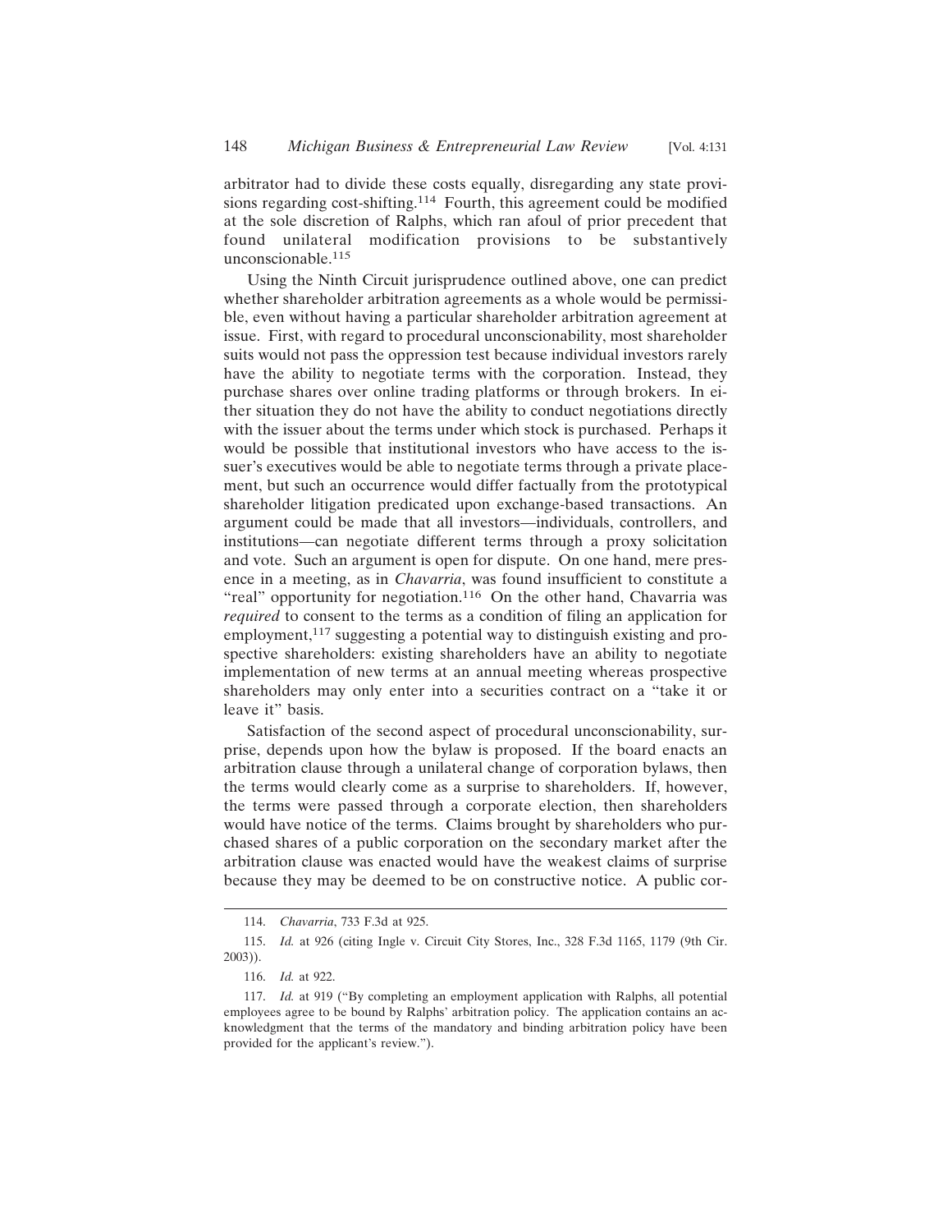arbitrator had to divide these costs equally, disregarding any state provisions regarding cost-shifting.[114] Fourth, this agreement could be modified at the sole discretion of Ralphs, which ran afoul of prior precedent that found unilateral modification provisions to be substantively unconscionable.[115]

Using the Ninth Circuit jurisprudence outlined above, one can predict whether shareholder arbitration agreements as a whole would be permissible, even without having a particular shareholder arbitration agreement at issue. First, with regard to procedural unconscionability, most shareholder suits would not pass the oppression test because individual investors rarely have the ability to negotiate terms with the corporation. Instead, they purchase shares over online trading platforms or through brokers. In either situation they do not have the ability to conduct negotiations directly with the issuer about the terms under which stock is purchased. Perhaps it would be possible that institutional investors who have access to the issuer's executives would be able to negotiate terms through a private placement, but such an occurrence would differ factually from the prototypical shareholder litigation predicated upon exchange-based transactions. An argument could be made that all investors—individuals, controllers, and institutions—can negotiate different terms through a proxy solicitation and vote. Such an argument is open for dispute. On one hand, mere presence in a meeting, as in *Chavarria*, was found insufficient to constitute a "real" opportunity for negotiation.[116] On the other hand, Chavarria was *required* to consent to the terms as a condition of filing an application for employment,[117] suggesting a potential way to distinguish existing and prospective shareholders: existing shareholders have an ability to negotiate implementation of new terms at an annual meeting whereas prospective shareholders may only enter into a securities contract on a "take it or leave it" basis.

Satisfaction of the second aspect of procedural unconscionability, surprise, depends upon how the bylaw is proposed. If the board enacts an arbitration clause through a unilateral change of corporation bylaws, then the terms would clearly come as a surprise to shareholders. If, however, the terms were passed through a corporate election, then shareholders would have notice of the terms. Claims brought by shareholders who purchased shares of a public corporation on the secondary market after the arbitration clause was enacted would have the weakest claims of surprise because they may be deemed to be on constructive notice. A public cor-

---

114. *Chavarria*, 733 F.3d at 925.

115. *Id.* at 926 (citing Ingle v. Circuit City Stores, Inc., 328 F.3d 1165, 1179 (9th Cir. 2003)).

116. *Id.* at 922.

117. *Id.* at 919 ("By completing an employment application with Ralphs, all potential employees agree to be bound by Ralphs' arbitration policy. The application contains an acknowledgment that the terms of the mandatory and binding arbitration policy have been provided for the applicant's review.").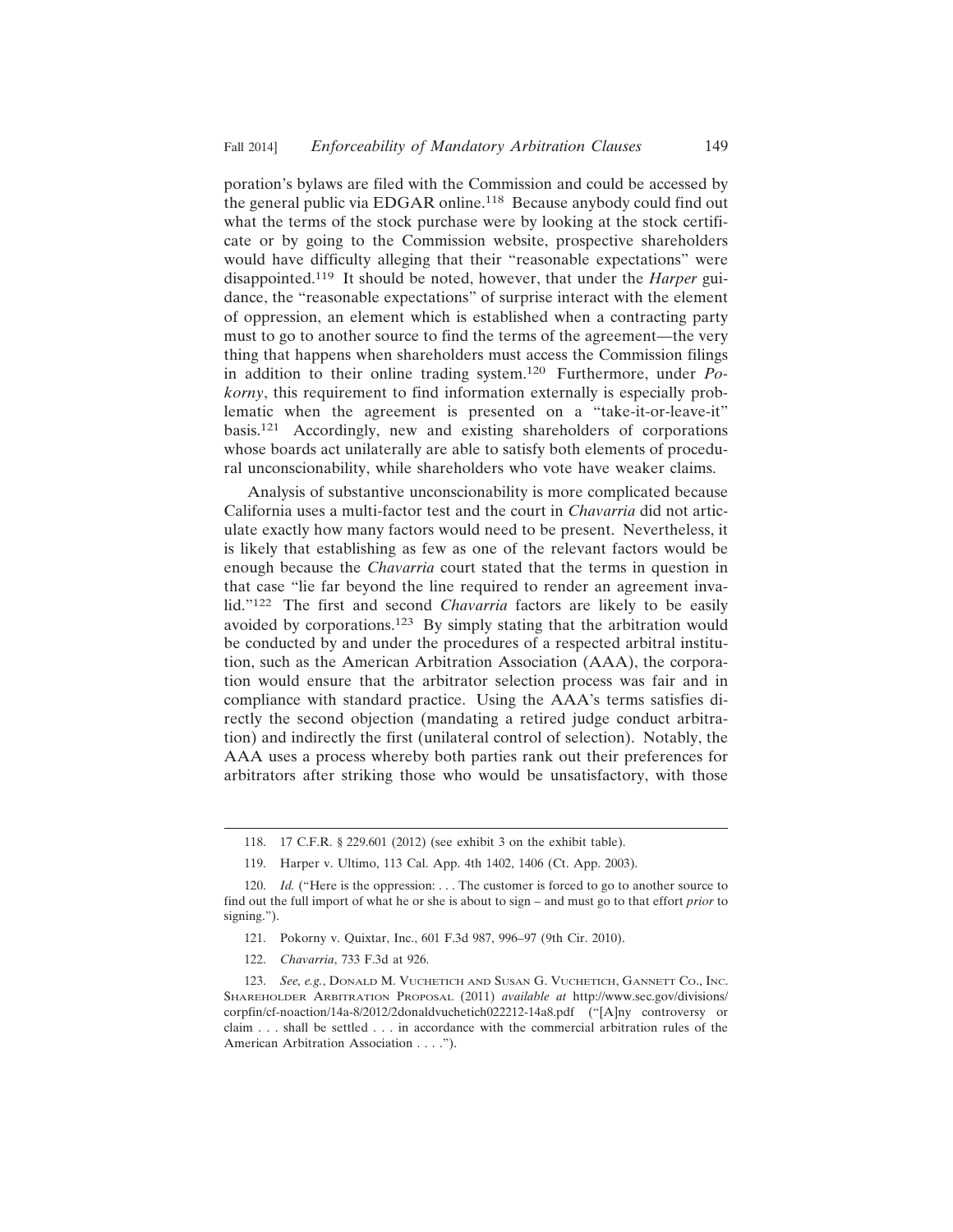poration's bylaws are filed with the Commission and could be accessed by the general public via EDGAR online.[118] Because anybody could find out what the terms of the stock purchase were by looking at the stock certificate or by going to the Commission website, prospective shareholders would have difficulty alleging that their "reasonable expectations" were disappointed.[119] It should be noted, however, that under the *Harper* guidance, the "reasonable expectations" of surprise interact with the element of oppression, an element which is established when a contracting party must to go to another source to find the terms of the agreement—the very thing that happens when shareholders must access the Commission filings in addition to their online trading system.[120] Furthermore, under *Pokorny*, this requirement to find information externally is especially problematic when the agreement is presented on a "take-it-or-leave-it" basis.[121] Accordingly, new and existing shareholders of corporations whose boards act unilaterally are able to satisfy both elements of procedural unconscionability, while shareholders who vote have weaker claims.

Analysis of substantive unconscionability is more complicated because California uses a multi-factor test and the court in *Chavarria* did not articulate exactly how many factors would need to be present. Nevertheless, it is likely that establishing as few as one of the relevant factors would be enough because the *Chavarria* court stated that the terms in question in that case "lie far beyond the line required to render an agreement invalid."[122] The first and second *Chavarria* factors are likely to be easily avoided by corporations.[123] By simply stating that the arbitration would be conducted by and under the procedures of a respected arbitral institution, such as the American Arbitration Association (AAA), the corporation would ensure that the arbitrator selection process was fair and in compliance with standard practice. Using the AAA's terms satisfies directly the second objection (mandating a retired judge conduct arbitration) and indirectly the first (unilateral control of selection). Notably, the AAA uses a process whereby both parties rank out their preferences for arbitrators after striking those who would be unsatisfactory, with those

---

118. 17 C.F.R. § 229.601 (2012) (see exhibit 3 on the exhibit table).

119. Harper v. Ultimo, 113 Cal. App. 4th 1402, 1406 (Ct. App. 2003).

120. *Id.* ("Here is the oppression: . . . The customer is forced to go to another source to find out the full import of what he or she is about to sign – and must go to that effort *prior* to signing.").

121. Pokorny v. Quixtar, Inc., 601 F.3d 987, 996–97 (9th Cir. 2010).

122. *Chavarria*, 733 F.3d at 926.

123. *See, e.g.*, Donald M. Vuchetich and Susan G. Vuchetich, Gannett Co., Inc. Shareholder Arbitration Proposal (2011) *available at* http://www.sec.gov/divisions/corpfin/cf-noaction/14a-8/2012/2donaldvuchetich022212-14a8.pdf ("[A]ny controversy or claim . . . shall be settled . . . in accordance with the commercial arbitration rules of the American Arbitration Association . . . .").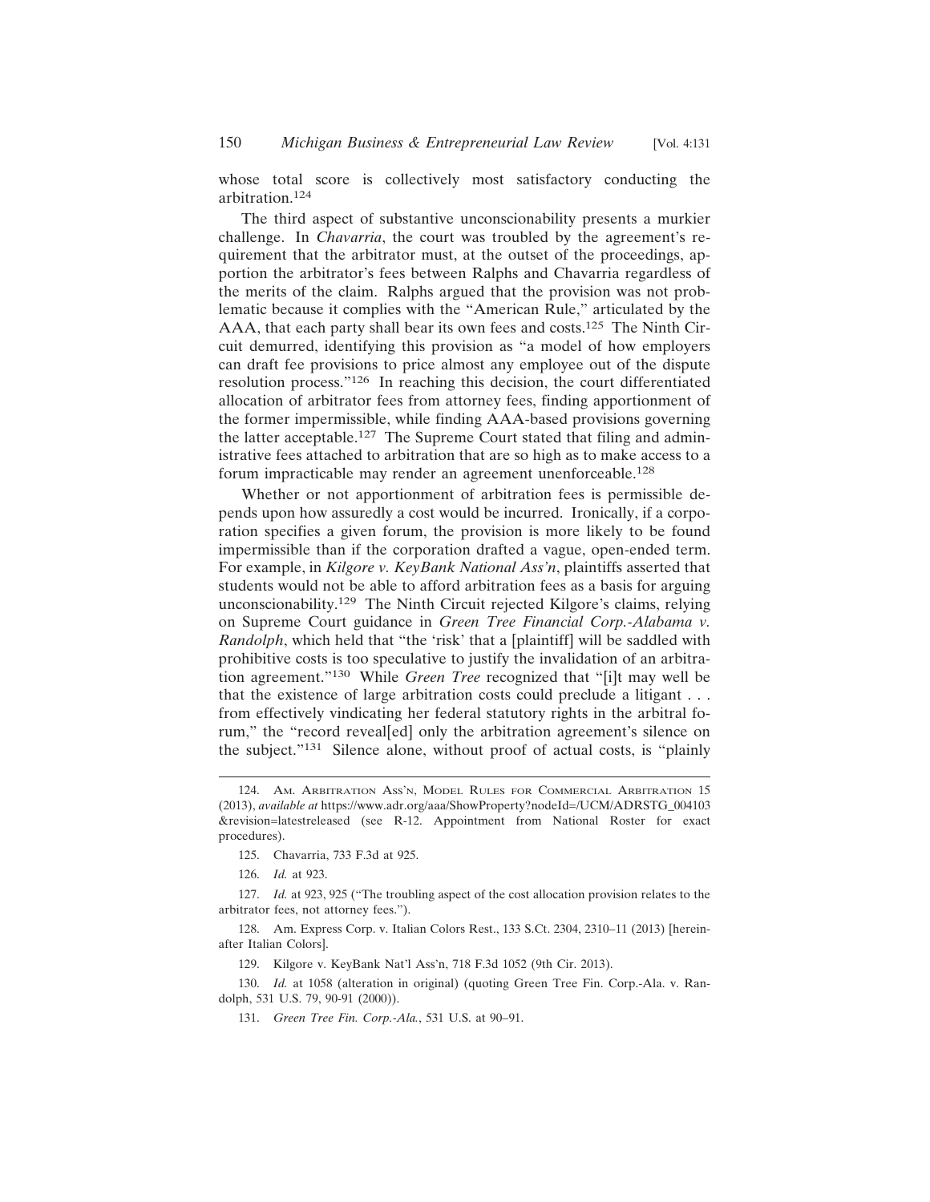whose total score is collectively most satisfactory conducting the arbitration.[124]

The third aspect of substantive unconscionability presents a murkier challenge. In *Chavarria*, the court was troubled by the agreement's requirement that the arbitrator must, at the outset of the proceedings, apportion the arbitrator's fees between Ralphs and Chavarria regardless of the merits of the claim. Ralphs argued that the provision was not problematic because it complies with the "American Rule," articulated by the AAA, that each party shall bear its own fees and costs.[125] The Ninth Circuit demurred, identifying this provision as "a model of how employers can draft fee provisions to price almost any employee out of the dispute resolution process."[126] In reaching this decision, the court differentiated allocation of arbitrator fees from attorney fees, finding apportionment of the former impermissible, while finding AAA-based provisions governing the latter acceptable.[127] The Supreme Court stated that filing and administrative fees attached to arbitration that are so high as to make access to a forum impracticable may render an agreement unenforceable.[128]

Whether or not apportionment of arbitration fees is permissible depends upon how assuredly a cost would be incurred. Ironically, if a corporation specifies a given forum, the provision is more likely to be found impermissible than if the corporation drafted a vague, open-ended term. For example, in *Kilgore v. KeyBank National Ass'n*, plaintiffs asserted that students would not be able to afford arbitration fees as a basis for arguing unconscionability.[129] The Ninth Circuit rejected Kilgore's claims, relying on Supreme Court guidance in *Green Tree Financial Corp.-Alabama v. Randolph*, which held that "the 'risk' that a [plaintiff] will be saddled with prohibitive costs is too speculative to justify the invalidation of an arbitration agreement."[130] While *Green Tree* recognized that "[i]t may well be that the existence of large arbitration costs could preclude a litigant . . . from effectively vindicating her federal statutory rights in the arbitral forum," the "record reveal[ed] only the arbitration agreement's silence on the subject."[131] Silence alone, without proof of actual costs, is "plainly

---

124. AM. ARBITRATION ASS'N, MODEL RULES FOR COMMERCIAL ARBITRATION 15 (2013), *available at* https://www.adr.org/aaa/ShowProperty?nodeId=/UCM/ADRSTG_004103 &revision=latestreleased (see R-12. Appointment from National Roster for exact procedures).

125. Chavarria, 733 F.3d at 925.

126. *Id.* at 923.

127. *Id.* at 923, 925 ("The troubling aspect of the cost allocation provision relates to the arbitrator fees, not attorney fees.").

128. Am. Express Corp. v. Italian Colors Rest., 133 S.Ct. 2304, 2310–11 (2013) [hereinafter Italian Colors].

129. Kilgore v. KeyBank Nat'l Ass'n, 718 F.3d 1052 (9th Cir. 2013).

130. *Id.* at 1058 (alteration in original) (quoting Green Tree Fin. Corp.-Ala. v. Randolph, 531 U.S. 79, 90-91 (2000)).

131. *Green Tree Fin. Corp.-Ala.*, 531 U.S. at 90–91.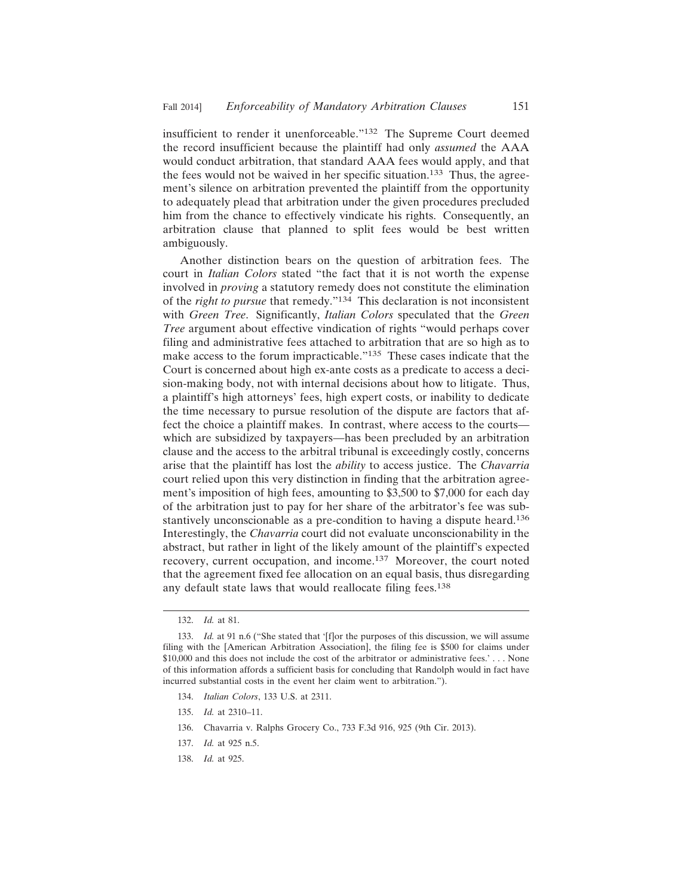insufficient to render it unenforceable."[132] The Supreme Court deemed the record insufficient because the plaintiff had only *assumed* the AAA would conduct arbitration, that standard AAA fees would apply, and that the fees would not be waived in her specific situation.[133] Thus, the agreement's silence on arbitration prevented the plaintiff from the opportunity to adequately plead that arbitration under the given procedures precluded him from the chance to effectively vindicate his rights. Consequently, an arbitration clause that planned to split fees would be best written ambiguously.

Another distinction bears on the question of arbitration fees. The court in *Italian Colors* stated "the fact that it is not worth the expense involved in *proving* a statutory remedy does not constitute the elimination of the *right to pursue* that remedy."[134] This declaration is not inconsistent with *Green Tree*. Significantly, *Italian Colors* speculated that the *Green Tree* argument about effective vindication of rights "would perhaps cover filing and administrative fees attached to arbitration that are so high as to make access to the forum impracticable."[135] These cases indicate that the Court is concerned about high ex-ante costs as a predicate to access a decision-making body, not with internal decisions about how to litigate. Thus, a plaintiff's high attorneys' fees, high expert costs, or inability to dedicate the time necessary to pursue resolution of the dispute are factors that affect the choice a plaintiff makes. In contrast, where access to the courts—which are subsidized by taxpayers—has been precluded by an arbitration clause and the access to the arbitral tribunal is exceedingly costly, concerns arise that the plaintiff has lost the *ability* to access justice. The *Chavarria* court relied upon this very distinction in finding that the arbitration agreement's imposition of high fees, amounting to $3,500 to $7,000 for each day of the arbitration just to pay for her share of the arbitrator's fee was substantively unconscionable as a pre-condition to having a dispute heard.[136] Interestingly, the *Chavarria* court did not evaluate unconscionability in the abstract, but rather in light of the likely amount of the plaintiff's expected recovery, current occupation, and income.[137] Moreover, the court noted that the agreement fixed fee allocation on an equal basis, thus disregarding any default state laws that would reallocate filing fees.[138]

---

132. *Id.* at 81.

133. *Id.* at 91 n.6 ("She stated that '[f]or the purposes of this discussion, we will assume filing with the [American Arbitration Association], the filing fee is $500 for claims under $10,000 and this does not include the cost of the arbitrator or administrative fees.' . . . None of this information affords a sufficient basis for concluding that Randolph would in fact have incurred substantial costs in the event her claim went to arbitration.").

134. *Italian Colors*, 133 U.S. at 2311.

135. *Id.* at 2310–11.

136. Chavarria v. Ralphs Grocery Co., 733 F.3d 916, 925 (9th Cir. 2013).

137. *Id.* at 925 n.5.

138. *Id.* at 925.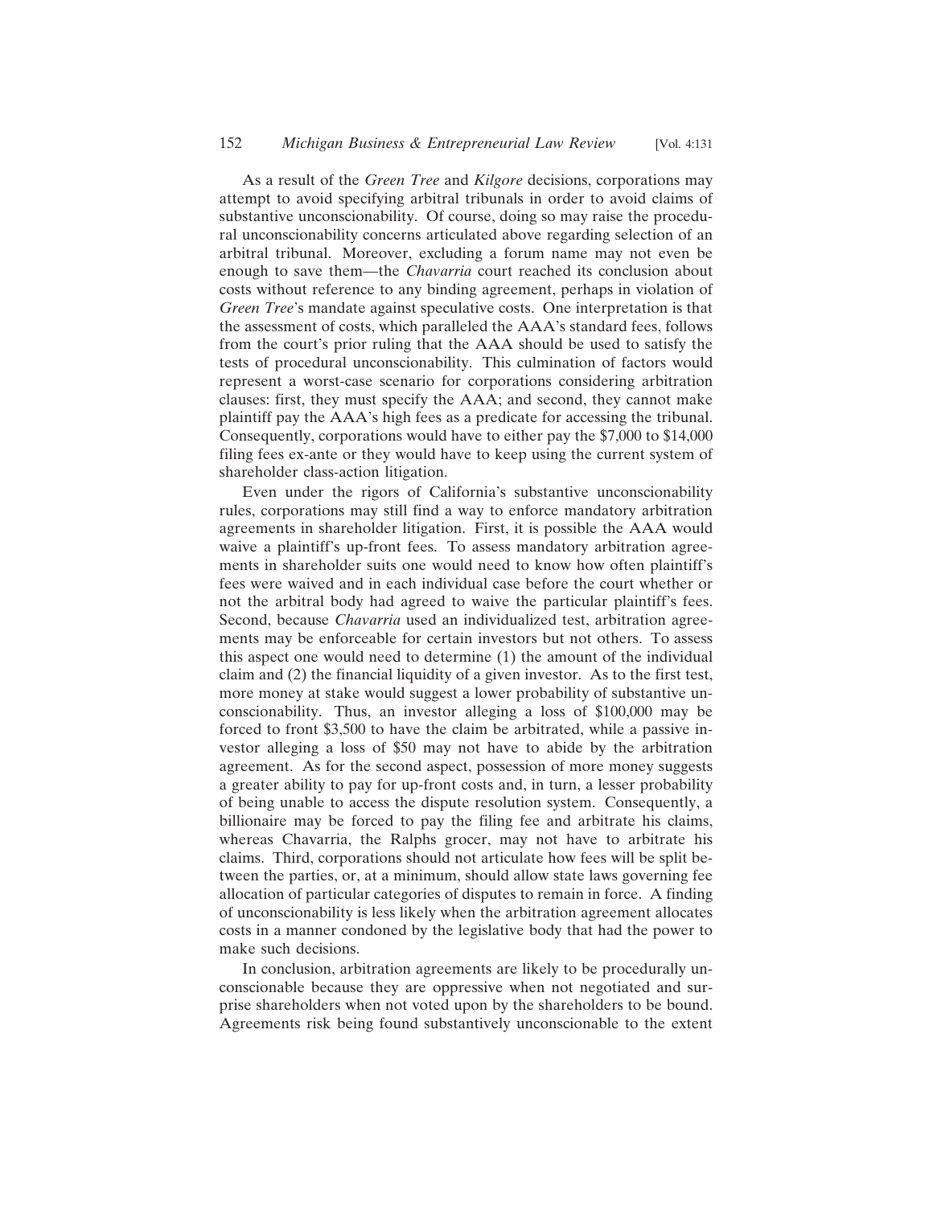As a result of the *Green Tree* and *Kilgore* decisions, corporations may attempt to avoid specifying arbitral tribunals in order to avoid claims of substantive unconscionability. Of course, doing so may raise the procedural unconscionability concerns articulated above regarding selection of an arbitral tribunal. Moreover, excluding a forum name may not even be enough to save them—the *Chavarria* court reached its conclusion about costs without reference to any binding agreement, perhaps in violation of *Green Tree*'s mandate against speculative costs. One interpretation is that the assessment of costs, which paralleled the AAA's standard fees, follows from the court's prior ruling that the AAA should be used to satisfy the tests of procedural unconscionability. This culmination of factors would represent a worst-case scenario for corporations considering arbitration clauses: first, they must specify the AAA; and second, they cannot make plaintiff pay the AAA's high fees as a predicate for accessing the tribunal. Consequently, corporations would have to either pay the \$7,000 to \$14,000 filing fees ex-ante or they would have to keep using the current system of shareholder class-action litigation.

Even under the rigors of California's substantive unconscionability rules, corporations may still find a way to enforce mandatory arbitration agreements in shareholder litigation. First, it is possible the AAA would waive a plaintiff's up-front fees. To assess mandatory arbitration agreements in shareholder suits one would need to know how often plaintiff's fees were waived and in each individual case before the court whether or not the arbitral body had agreed to waive the particular plaintiff's fees. Second, because *Chavarria* used an individualized test, arbitration agreements may be enforceable for certain investors but not others. To assess this aspect one would need to determine (1) the amount of the individual claim and (2) the financial liquidity of a given investor. As to the first test, more money at stake would suggest a lower probability of substantive unconscionability. Thus, an investor alleging a loss of \$100,000 may be forced to front \$3,500 to have the claim be arbitrated, while a passive investor alleging a loss of \$50 may not have to abide by the arbitration agreement. As for the second aspect, possession of more money suggests a greater ability to pay for up-front costs and, in turn, a lesser probability of being unable to access the dispute resolution system. Consequently, a billionaire may be forced to pay the filing fee and arbitrate his claims, whereas Chavarria, the Ralphs grocer, may not have to arbitrate his claims. Third, corporations should not articulate how fees will be split between the parties, or, at a minimum, should allow state laws governing fee allocation of particular categories of disputes to remain in force. A finding of unconscionability is less likely when the arbitration agreement allocates costs in a manner condoned by the legislative body that had the power to make such decisions.

In conclusion, arbitration agreements are likely to be procedurally unconscionable because they are oppressive when not negotiated and surprise shareholders when not voted upon by the shareholders to be bound. Agreements risk being found substantively unconscionable to the extent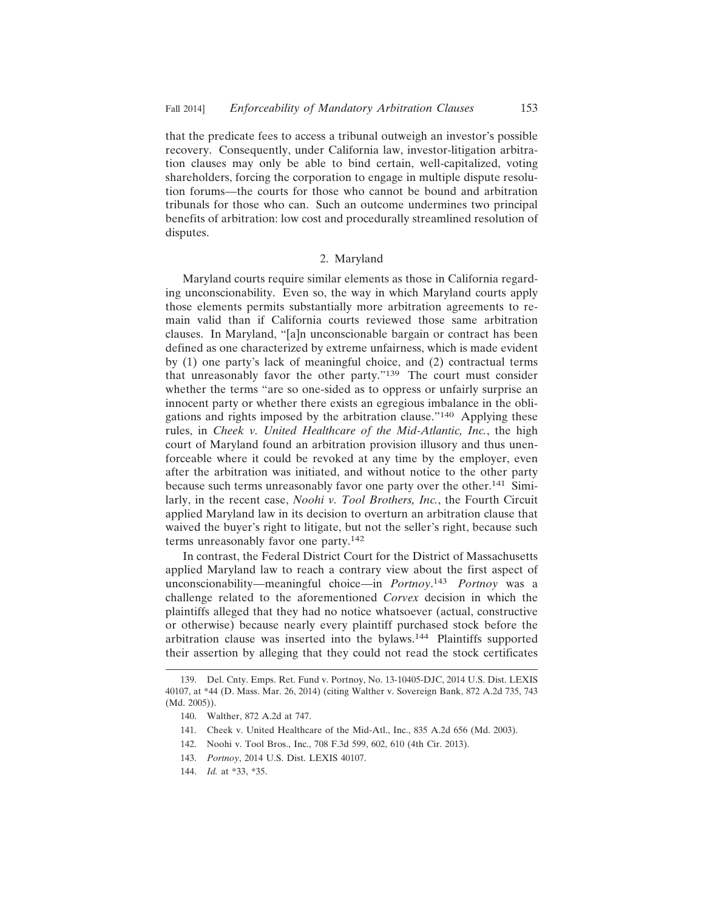that the predicate fees to access a tribunal outweigh an investor's possible recovery. Consequently, under California law, investor-litigation arbitration clauses may only be able to bind certain, well-capitalized, voting shareholders, forcing the corporation to engage in multiple dispute resolution forums—the courts for those who cannot be bound and arbitration tribunals for those who can. Such an outcome undermines two principal benefits of arbitration: low cost and procedurally streamlined resolution of disputes.

### 2. Maryland

Maryland courts require similar elements as those in California regarding unconscionability. Even so, the way in which Maryland courts apply those elements permits substantially more arbitration agreements to remain valid than if California courts reviewed those same arbitration clauses. In Maryland, "[a]n unconscionable bargain or contract has been defined as one characterized by extreme unfairness, which is made evident by (1) one party's lack of meaningful choice, and (2) contractual terms that unreasonably favor the other party."[139] The court must consider whether the terms "are so one-sided as to oppress or unfairly surprise an innocent party or whether there exists an egregious imbalance in the obligations and rights imposed by the arbitration clause."[140] Applying these rules, in *Cheek v. United Healthcare of the Mid-Atlantic, Inc.*, the high court of Maryland found an arbitration provision illusory and thus unenforceable where it could be revoked at any time by the employer, even after the arbitration was initiated, and without notice to the other party because such terms unreasonably favor one party over the other.[141] Similarly, in the recent case, *Noohi v. Tool Brothers, Inc.*, the Fourth Circuit applied Maryland law in its decision to overturn an arbitration clause that waived the buyer's right to litigate, but not the seller's right, because such terms unreasonably favor one party.[142]

In contrast, the Federal District Court for the District of Massachusetts applied Maryland law to reach a contrary view about the first aspect of unconscionability—meaningful choice—in *Portnoy*.[143] *Portnoy* was a challenge related to the aforementioned *Corvex* decision in which the plaintiffs alleged that they had no notice whatsoever (actual, constructive or otherwise) because nearly every plaintiff purchased stock before the arbitration clause was inserted into the bylaws.[144] Plaintiffs supported their assertion by alleging that they could not read the stock certificates

---

139. Del. Cnty. Emps. Ret. Fund v. Portnoy, No. 13-10405-DJC, 2014 U.S. Dist. LEXIS 40107, at *44 (D. Mass. Mar. 26, 2014) (citing Walther v. Sovereign Bank, 872 A.2d 735, 743 (Md. 2005)).

140. Walther, 872 A.2d at 747.

141. Cheek v. United Healthcare of the Mid-Atl., Inc., 835 A.2d 656 (Md. 2003).

142. Noohi v. Tool Bros., Inc., 708 F.3d 599, 602, 610 (4th Cir. 2013).

143. *Portnoy*, 2014 U.S. Dist. LEXIS 40107.

144. *Id.* at *33, *35.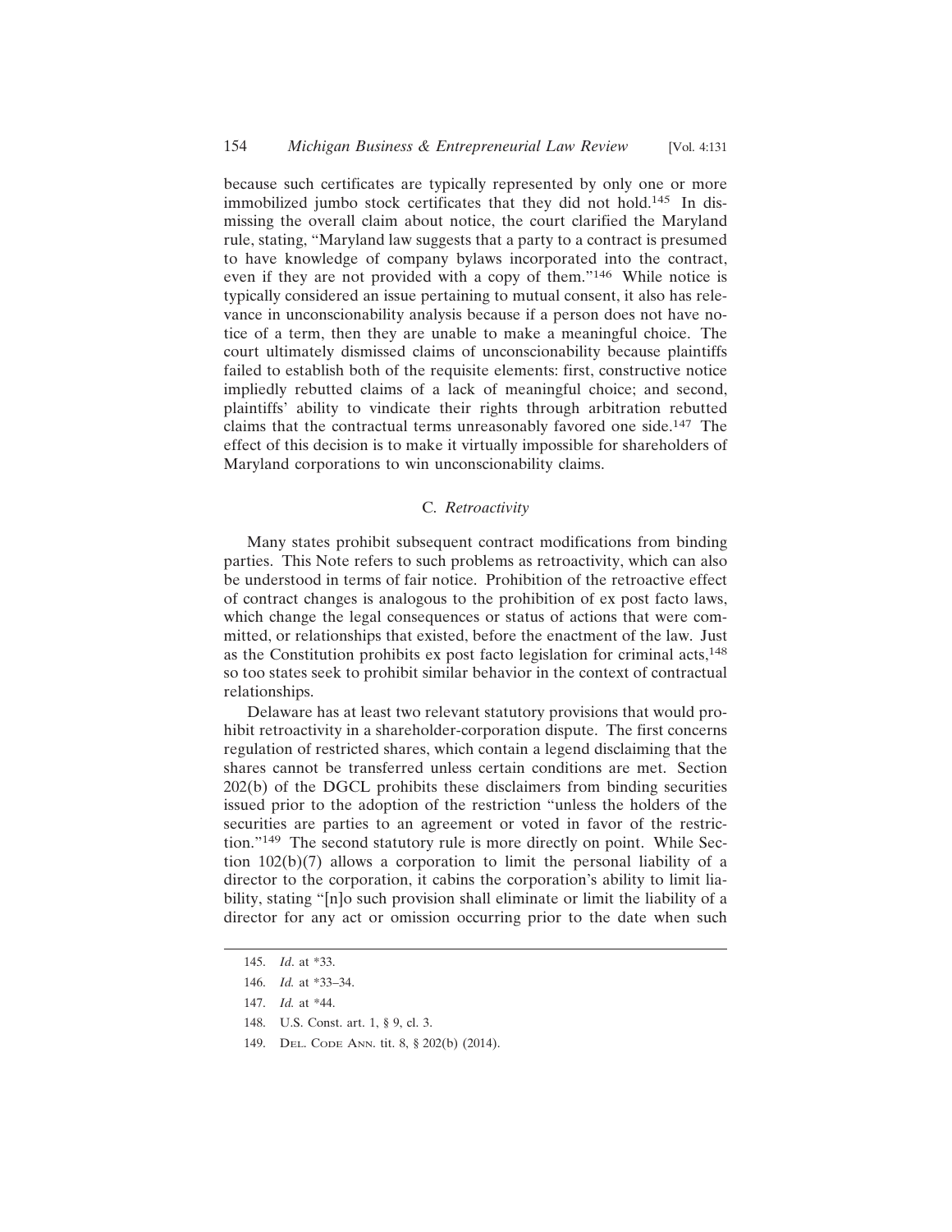because such certificates are typically represented by only one or more immobilized jumbo stock certificates that they did not hold.[145] In dismissing the overall claim about notice, the court clarified the Maryland rule, stating, "Maryland law suggests that a party to a contract is presumed to have knowledge of company bylaws incorporated into the contract, even if they are not provided with a copy of them."[146] While notice is typically considered an issue pertaining to mutual consent, it also has relevance in unconscionability analysis because if a person does not have notice of a term, then they are unable to make a meaningful choice. The court ultimately dismissed claims of unconscionability because plaintiffs failed to establish both of the requisite elements: first, constructive notice impliedly rebutted claims of a lack of meaningful choice; and second, plaintiffs' ability to vindicate their rights through arbitration rebutted claims that the contractual terms unreasonably favored one side.[147] The effect of this decision is to make it virtually impossible for shareholders of Maryland corporations to win unconscionability claims.

### C. *Retroactivity*

Many states prohibit subsequent contract modifications from binding parties. This Note refers to such problems as retroactivity, which can also be understood in terms of fair notice. Prohibition of the retroactive effect of contract changes is analogous to the prohibition of ex post facto laws, which change the legal consequences or status of actions that were committed, or relationships that existed, before the enactment of the law. Just as the Constitution prohibits ex post facto legislation for criminal acts,[148] so too states seek to prohibit similar behavior in the context of contractual relationships.

Delaware has at least two relevant statutory provisions that would prohibit retroactivity in a shareholder-corporation dispute. The first concerns regulation of restricted shares, which contain a legend disclaiming that the shares cannot be transferred unless certain conditions are met. Section 202(b) of the DGCL prohibits these disclaimers from binding securities issued prior to the adoption of the restriction "unless the holders of the securities are parties to an agreement or voted in favor of the restriction."[149] The second statutory rule is more directly on point. While Section 102(b)(7) allows a corporation to limit the personal liability of a director to the corporation, it cabins the corporation's ability to limit liability, stating "[n]o such provision shall eliminate or limit the liability of a director for any act or omission occurring prior to the date when such

145. *Id*. at *33.

146. *Id.* at *33–34.

147. *Id.* at *44.

148. U.S. Const. art. 1, § 9, cl. 3.

149. Del. Code Ann. tit. 8, § 202(b) (2014).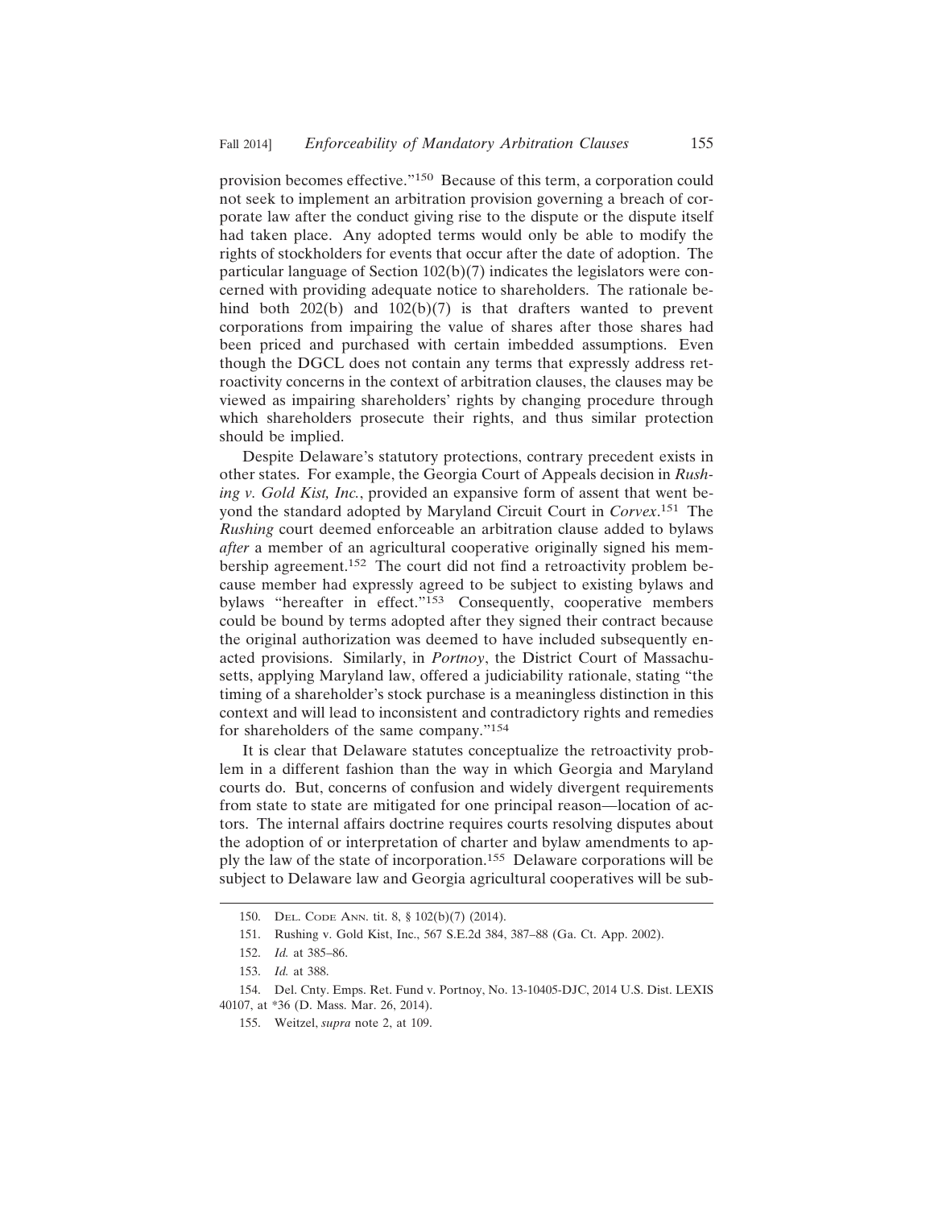provision becomes effective."[150] Because of this term, a corporation could not seek to implement an arbitration provision governing a breach of corporate law after the conduct giving rise to the dispute or the dispute itself had taken place. Any adopted terms would only be able to modify the rights of stockholders for events that occur after the date of adoption. The particular language of Section 102(b)(7) indicates the legislators were concerned with providing adequate notice to shareholders. The rationale behind both 202(b) and 102(b)(7) is that drafters wanted to prevent corporations from impairing the value of shares after those shares had been priced and purchased with certain imbedded assumptions. Even though the DGCL does not contain any terms that expressly address retroactivity concerns in the context of arbitration clauses, the clauses may be viewed as impairing shareholders' rights by changing procedure through which shareholders prosecute their rights, and thus similar protection should be implied.

Despite Delaware's statutory protections, contrary precedent exists in other states. For example, the Georgia Court of Appeals decision in *Rushing v. Gold Kist, Inc.*, provided an expansive form of assent that went beyond the standard adopted by Maryland Circuit Court in *Corvex*.[151] The *Rushing* court deemed enforceable an arbitration clause added to bylaws *after* a member of an agricultural cooperative originally signed his membership agreement.[152] The court did not find a retroactivity problem because member had expressly agreed to be subject to existing bylaws and bylaws "hereafter in effect."[153] Consequently, cooperative members could be bound by terms adopted after they signed their contract because the original authorization was deemed to have included subsequently enacted provisions. Similarly, in *Portnoy*, the District Court of Massachusetts, applying Maryland law, offered a judiciability rationale, stating "the timing of a shareholder's stock purchase is a meaningless distinction in this context and will lead to inconsistent and contradictory rights and remedies for shareholders of the same company."[154]

It is clear that Delaware statutes conceptualize the retroactivity problem in a different fashion than the way in which Georgia and Maryland courts do. But, concerns of confusion and widely divergent requirements from state to state are mitigated for one principal reason—location of actors. The internal affairs doctrine requires courts resolving disputes about the adoption of or interpretation of charter and bylaw amendments to apply the law of the state of incorporation.[155] Delaware corporations will be subject to Delaware law and Georgia agricultural cooperatives will be sub-

---

150. Del. Code Ann. tit. 8, § 102(b)(7) (2014).

151. Rushing v. Gold Kist, Inc., 567 S.E.2d 384, 387–88 (Ga. Ct. App. 2002).

152. *Id.* at 385–86.

153. *Id.* at 388.

154. Del. Cnty. Emps. Ret. Fund v. Portnoy, No. 13-10405-DJC, 2014 U.S. Dist. LEXIS 40107, at *36 (D. Mass. Mar. 26, 2014).

155. Weitzel, *supra* note 2, at 109.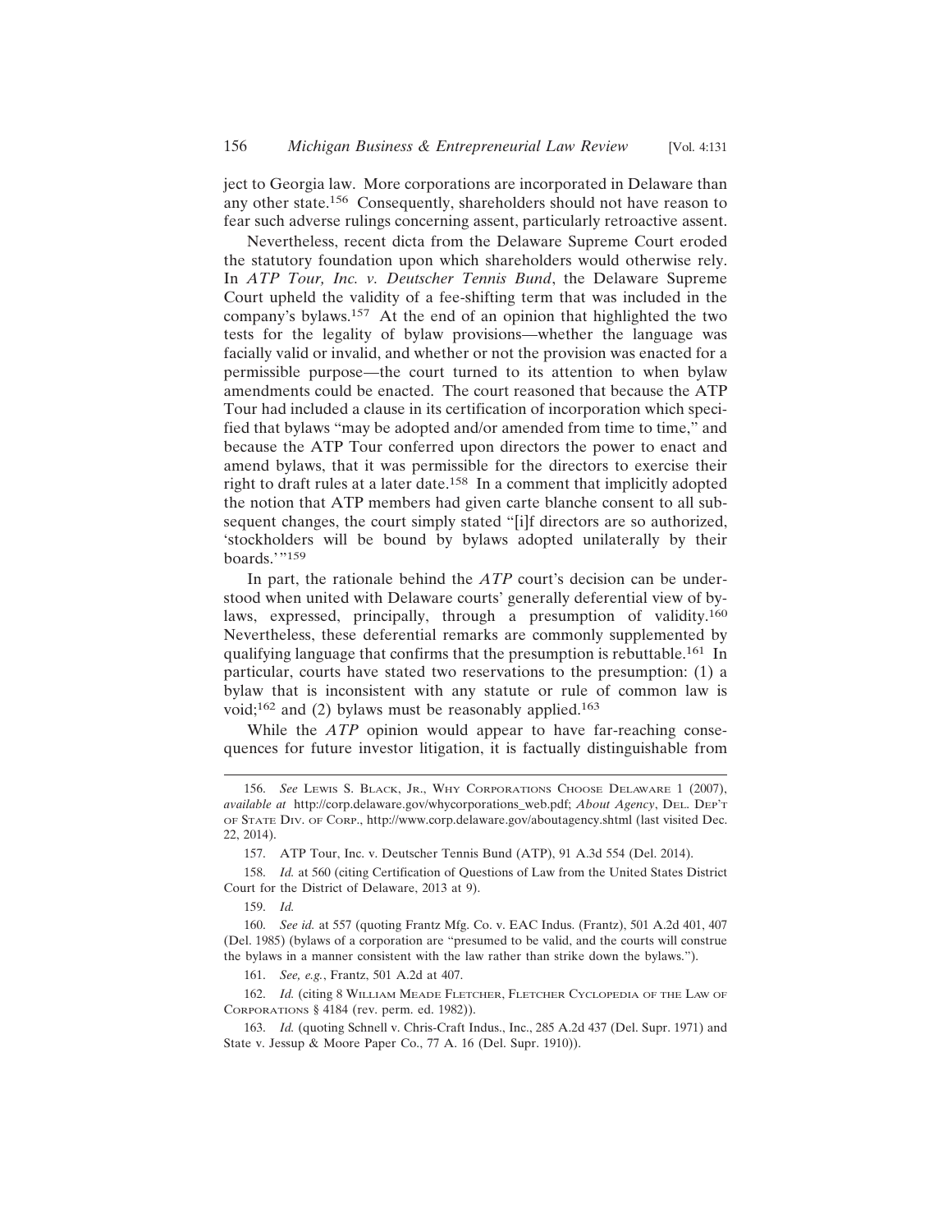ject to Georgia law. More corporations are incorporated in Delaware than any other state.[156] Consequently, shareholders should not have reason to fear such adverse rulings concerning assent, particularly retroactive assent.

Nevertheless, recent dicta from the Delaware Supreme Court eroded the statutory foundation upon which shareholders would otherwise rely. In *ATP Tour, Inc. v. Deutscher Tennis Bund*, the Delaware Supreme Court upheld the validity of a fee-shifting term that was included in the company's bylaws.[157] At the end of an opinion that highlighted the two tests for the legality of bylaw provisions—whether the language was facially valid or invalid, and whether or not the provision was enacted for a permissible purpose—the court turned to its attention to when bylaw amendments could be enacted. The court reasoned that because the ATP Tour had included a clause in its certification of incorporation which specified that bylaws "may be adopted and/or amended from time to time," and because the ATP Tour conferred upon directors the power to enact and amend bylaws, that it was permissible for the directors to exercise their right to draft rules at a later date.[158] In a comment that implicitly adopted the notion that ATP members had given carte blanche consent to all subsequent changes, the court simply stated "[i]f directors are so authorized, 'stockholders will be bound by bylaws adopted unilaterally by their boards.'"[159]

In part, the rationale behind the *ATP* court's decision can be understood when united with Delaware courts' generally deferential view of bylaws, expressed, principally, through a presumption of validity.[160] Nevertheless, these deferential remarks are commonly supplemented by qualifying language that confirms that the presumption is rebuttable.[161] In particular, courts have stated two reservations to the presumption: (1) a bylaw that is inconsistent with any statute or rule of common law is void;[162] and (2) bylaws must be reasonably applied.[163]

While the *ATP* opinion would appear to have far-reaching consequences for future investor litigation, it is factually distinguishable from

---

156. *See* Lewis S. Black, Jr., Why Corporations Choose Delaware 1 (2007), *available at* http://corp.delaware.gov/whycorporations_web.pdf; *About Agency*, Del. Dep't of State Div. of Corp., http://www.corp.delaware.gov/aboutagency.shtml (last visited Dec. 22, 2014).

157. ATP Tour, Inc. v. Deutscher Tennis Bund (ATP), 91 A.3d 554 (Del. 2014).

158. *Id.* at 560 (citing Certification of Questions of Law from the United States District Court for the District of Delaware, 2013 at 9).

159. *Id.*

160. *See id.* at 557 (quoting Frantz Mfg. Co. v. EAC Indus. (Frantz), 501 A.2d 401, 407 (Del. 1985) (bylaws of a corporation are "presumed to be valid, and the courts will construe the bylaws in a manner consistent with the law rather than strike down the bylaws.").

161. *See, e.g.*, Frantz, 501 A.2d at 407.

162. *Id.* (citing 8 William Meade Fletcher, Fletcher Cyclopedia of the Law of Corporations § 4184 (rev. perm. ed. 1982)).

163. *Id.* (quoting Schnell v. Chris-Craft Indus., Inc., 285 A.2d 437 (Del. Supr. 1971) and State v. Jessup & Moore Paper Co., 77 A. 16 (Del. Supr. 1910)).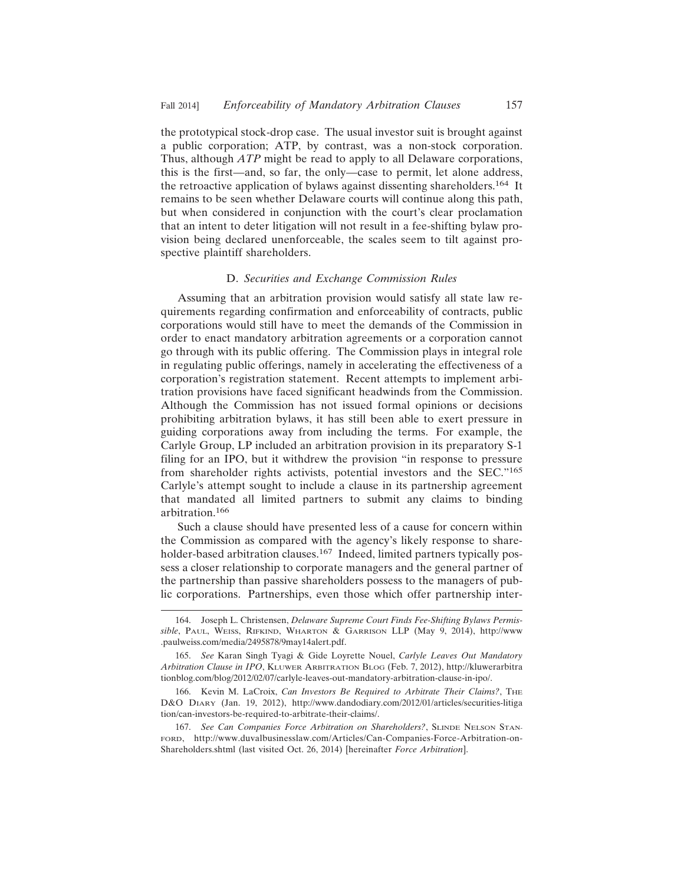the prototypical stock-drop case. The usual investor suit is brought against a public corporation; ATP, by contrast, was a non-stock corporation. Thus, although *ATP* might be read to apply to all Delaware corporations, this is the first—and, so far, the only—case to permit, let alone address, the retroactive application of bylaws against dissenting shareholders.[164] It remains to be seen whether Delaware courts will continue along this path, but when considered in conjunction with the court's clear proclamation that an intent to deter litigation will not result in a fee-shifting bylaw provision being declared unenforceable, the scales seem to tilt against prospective plaintiff shareholders.

### D. *Securities and Exchange Commission Rules*

Assuming that an arbitration provision would satisfy all state law requirements regarding confirmation and enforceability of contracts, public corporations would still have to meet the demands of the Commission in order to enact mandatory arbitration agreements or a corporation cannot go through with its public offering. The Commission plays in integral role in regulating public offerings, namely in accelerating the effectiveness of a corporation's registration statement. Recent attempts to implement arbitration provisions have faced significant headwinds from the Commission. Although the Commission has not issued formal opinions or decisions prohibiting arbitration bylaws, it has still been able to exert pressure in guiding corporations away from including the terms. For example, the Carlyle Group, LP included an arbitration provision in its preparatory S-1 filing for an IPO, but it withdrew the provision "in response to pressure from shareholder rights activists, potential investors and the SEC."[165] Carlyle's attempt sought to include a clause in its partnership agreement that mandated all limited partners to submit any claims to binding arbitration.[166]

Such a clause should have presented less of a cause for concern within the Commission as compared with the agency's likely response to shareholder-based arbitration clauses.[167] Indeed, limited partners typically possess a closer relationship to corporate managers and the general partner of the partnership than passive shareholders possess to the managers of public corporations. Partnerships, even those which offer partnership inter-

---

164. Joseph L. Christensen, *Delaware Supreme Court Finds Fee-Shifting Bylaws Permissible*, Paul, Weiss, Rifkind, Wharton & Garrison LLP (May 9, 2014), http://www.paulweiss.com/media/2495878/9may14alert.pdf.

165. *See* Karan Singh Tyagi & Gide Loyrette Nouel, *Carlyle Leaves Out Mandatory Arbitration Clause in IPO*, Kluwer Arbitration Blog (Feb. 7, 2012), http://kluwerarbitrationblog.com/blog/2012/02/07/carlyle-leaves-out-mandatory-arbitration-clause-in-ipo/.

166. Kevin M. LaCroix, *Can Investors Be Required to Arbitrate Their Claims?*, The D&O Diary (Jan. 19, 2012), http://www.dandodiary.com/2012/01/articles/securities-litigation/can-investors-be-required-to-arbitrate-their-claims/.

167. *See Can Companies Force Arbitration on Shareholders?*, Slinde Nelson Stanford, http://www.duvalbusinesslaw.com/Articles/Can-Companies-Force-Arbitration-on-Shareholders.shtml (last visited Oct. 26, 2014) [hereinafter *Force Arbitration*].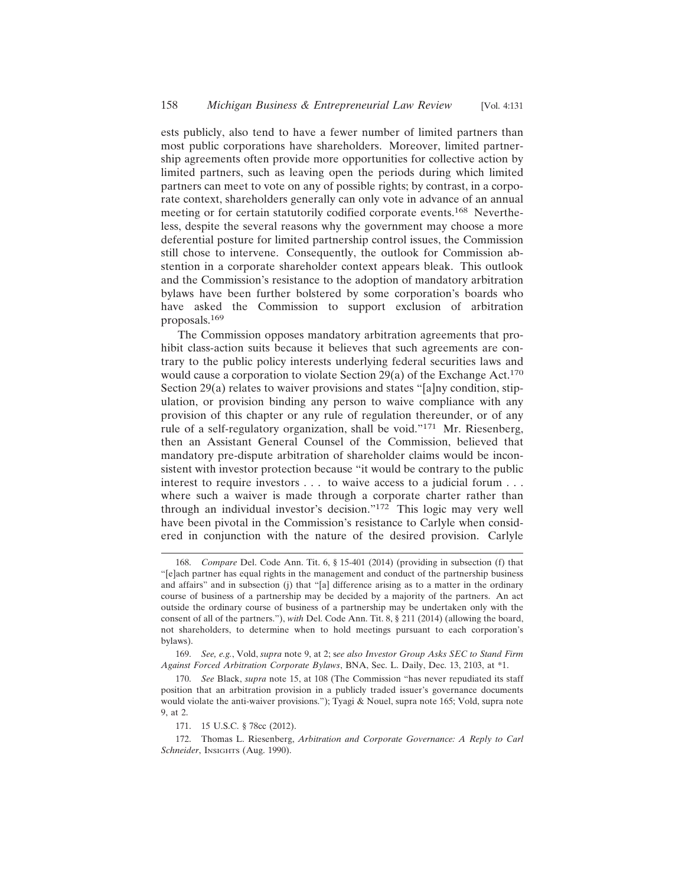ests publicly, also tend to have a fewer number of limited partners than most public corporations have shareholders. Moreover, limited partnership agreements often provide more opportunities for collective action by limited partners, such as leaving open the periods during which limited partners can meet to vote on any of possible rights; by contrast, in a corporate context, shareholders generally can only vote in advance of an annual meeting or for certain statutorily codified corporate events.[168] Nevertheless, despite the several reasons why the government may choose a more deferential posture for limited partnership control issues, the Commission still chose to intervene. Consequently, the outlook for Commission abstention in a corporate shareholder context appears bleak. This outlook and the Commission's resistance to the adoption of mandatory arbitration bylaws have been further bolstered by some corporation's boards who have asked the Commission to support exclusion of arbitration proposals.[169]

The Commission opposes mandatory arbitration agreements that prohibit class-action suits because it believes that such agreements are contrary to the public policy interests underlying federal securities laws and would cause a corporation to violate Section 29(a) of the Exchange Act.[170] Section 29(a) relates to waiver provisions and states "[a]ny condition, stipulation, or provision binding any person to waive compliance with any provision of this chapter or any rule of regulation thereunder, or of any rule of a self-regulatory organization, shall be void."[171] Mr. Riesenberg, then an Assistant General Counsel of the Commission, believed that mandatory pre-dispute arbitration of shareholder claims would be inconsistent with investor protection because "it would be contrary to the public interest to require investors . . . to waive access to a judicial forum . . . where such a waiver is made through a corporate charter rather than through an individual investor's decision."[172] This logic may very well have been pivotal in the Commission's resistance to Carlyle when considered in conjunction with the nature of the desired provision. Carlyle

---

168. *Compare* Del. Code Ann. Tit. 6, § 15-401 (2014) (providing in subsection (f) that "[e]ach partner has equal rights in the management and conduct of the partnership business and affairs" and in subsection (j) that "[a] difference arising as to a matter in the ordinary course of business of a partnership may be decided by a majority of the partners. An act outside the ordinary course of business of a partnership may be undertaken only with the consent of all of the partners."), *with* Del. Code Ann. Tit. 8, § 211 (2014) (allowing the board, not shareholders, to determine when to hold meetings pursuant to each corporation's bylaws).

169. *See, e.g.*, Vold, *supra* note 9, at 2; s*ee also Investor Group Asks SEC to Stand Firm Against Forced Arbitration Corporate Bylaws*, BNA, Sec. L. Daily, Dec. 13, 2103, at *1.

170. *See* Black, *supra* note 15, at 108 (The Commission "has never repudiated its staff position that an arbitration provision in a publicly traded issuer's governance documents would violate the anti-waiver provisions."); Tyagi & Nouel, supra note 165; Vold, supra note 9, at 2.

171. 15 U.S.C. § 78cc (2012).

172. Thomas L. Riesenberg, *Arbitration and Corporate Governance: A Reply to Carl Schneider*, Insights (Aug. 1990).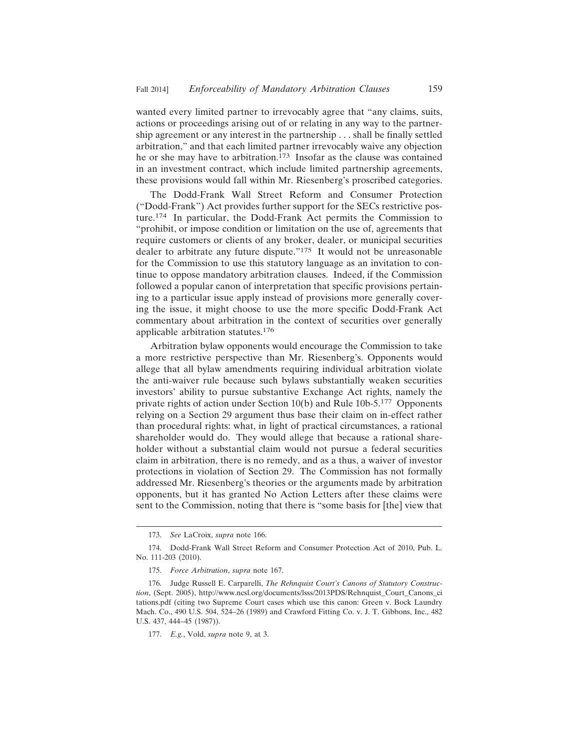wanted every limited partner to irrevocably agree that "any claims, suits, actions or proceedings arising out of or relating in any way to the partnership agreement or any interest in the partnership . . . shall be finally settled arbitration," and that each limited partner irrevocably waive any objection he or she may have to arbitration.[173] Insofar as the clause was contained in an investment contract, which include limited partnership agreements, these provisions would fall within Mr. Riesenberg's proscribed categories.

The Dodd-Frank Wall Street Reform and Consumer Protection ("Dodd-Frank") Act provides further support for the SECs restrictive posture.[174] In particular, the Dodd-Frank Act permits the Commission to "prohibit, or impose condition or limitation on the use of, agreements that require customers or clients of any broker, dealer, or municipal securities dealer to arbitrate any future dispute."[175] It would not be unreasonable for the Commission to use this statutory language as an invitation to continue to oppose mandatory arbitration clauses. Indeed, if the Commission followed a popular canon of interpretation that specific provisions pertaining to a particular issue apply instead of provisions more generally covering the issue, it might choose to use the more specific Dodd-Frank Act commentary about arbitration in the context of securities over generally applicable arbitration statutes.[176]

Arbitration bylaw opponents would encourage the Commission to take a more restrictive perspective than Mr. Riesenberg's. Opponents would allege that all bylaw amendments requiring individual arbitration violate the anti-waiver rule because such bylaws substantially weaken securities investors' ability to pursue substantive Exchange Act rights, namely the private rights of action under Section 10(b) and Rule 10b-5.[177] Opponents relying on a Section 29 argument thus base their claim on in-effect rather than procedural rights: what, in light of practical circumstances, a rational shareholder would do. They would allege that because a rational shareholder without a substantial claim would not pursue a federal securities claim in arbitration, there is no remedy, and as a thus, a waiver of investor protections in violation of Section 29. The Commission has not formally addressed Mr. Riesenberg's theories or the arguments made by arbitration opponents, but it has granted No Action Letters after these claims were sent to the Commission, noting that there is "some basis for [the] view that

---

173. *See* LaCroix, *supra* note 166.

174. Dodd-Frank Wall Street Reform and Consumer Protection Act of 2010, Pub. L. No. 111-203 (2010).

175. *Force Arbitration*, *supra* note 167.

176. Judge Russell E. Carparelli, *The Rehnquist Court's Canons of Statutory Construction*, (Sept. 2005), http://www.ncsl.org/documents/lsss/2013PDS/Rehnquist_Court_Canons_citations.pdf (citing two Supreme Court cases which use this canon: Green v. Bock Laundry Mach. Co., 490 U.S. 504, 524–26 (1989) and Crawford Fitting Co. v. J. T. Gibbons, Inc., 482 U.S. 437, 444–45 (1987)).

177. *E.g.*, Vold, *supra* note 9, at 3.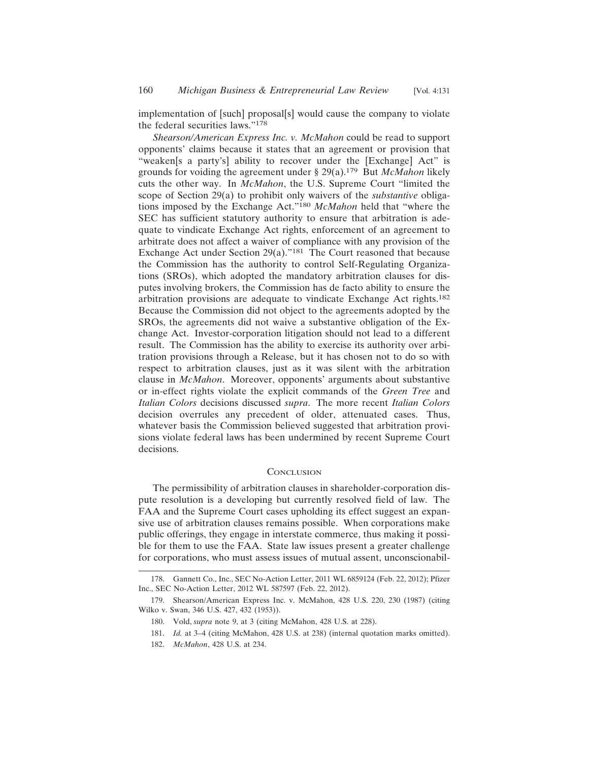implementation of [such] proposal[s] would cause the company to violate the federal securities laws."[178]

*Shearson/American Express Inc. v. McMahon* could be read to support opponents' claims because it states that an agreement or provision that "weaken[s a party's] ability to recover under the [Exchange] Act" is grounds for voiding the agreement under § 29(a).[179] But *McMahon* likely cuts the other way. In *McMahon*, the U.S. Supreme Court "limited the scope of Section 29(a) to prohibit only waivers of the *substantive* obligations imposed by the Exchange Act."[180] *McMahon* held that "where the SEC has sufficient statutory authority to ensure that arbitration is adequate to vindicate Exchange Act rights, enforcement of an agreement to arbitrate does not affect a waiver of compliance with any provision of the Exchange Act under Section 29(a)."[181] The Court reasoned that because the Commission has the authority to control Self-Regulating Organizations (SROs), which adopted the mandatory arbitration clauses for disputes involving brokers, the Commission has de facto ability to ensure the arbitration provisions are adequate to vindicate Exchange Act rights.[182] Because the Commission did not object to the agreements adopted by the SROs, the agreements did not waive a substantive obligation of the Exchange Act. Investor-corporation litigation should not lead to a different result. The Commission has the ability to exercise its authority over arbitration provisions through a Release, but it has chosen not to do so with respect to arbitration clauses, just as it was silent with the arbitration clause in *McMahon*. Moreover, opponents' arguments about substantive or in-effect rights violate the explicit commands of the *Green Tree* and *Italian Colors* decisions discussed *supra*. The more recent *Italian Colors* decision overrules any precedent of older, attenuated cases. Thus, whatever basis the Commission believed suggested that arbitration provisions violate federal laws has been undermined by recent Supreme Court decisions.

## CONCLUSION

The permissibility of arbitration clauses in shareholder-corporation dispute resolution is a developing but currently resolved field of law. The FAA and the Supreme Court cases upholding its effect suggest an expansive use of arbitration clauses remains possible. When corporations make public offerings, they engage in interstate commerce, thus making it possible for them to use the FAA. State law issues present a greater challenge for corporations, who must assess issues of mutual assent, unconscionabil-

---

178. Gannett Co., Inc., SEC No-Action Letter, 2011 WL 6859124 (Feb. 22, 2012); Pfizer Inc., SEC No-Action Letter, 2012 WL 587597 (Feb. 22, 2012).

179. Shearson/American Express Inc. v. McMahon, 428 U.S. 220, 230 (1987) (citing Wilko v. Swan, 346 U.S. 427, 432 (1953)).

180. Vold, *supra* note 9, at 3 (citing McMahon, 428 U.S. at 228).

181. *Id.* at 3–4 (citing McMahon, 428 U.S. at 238) (internal quotation marks omitted).

182. *McMahon*, 428 U.S. at 234.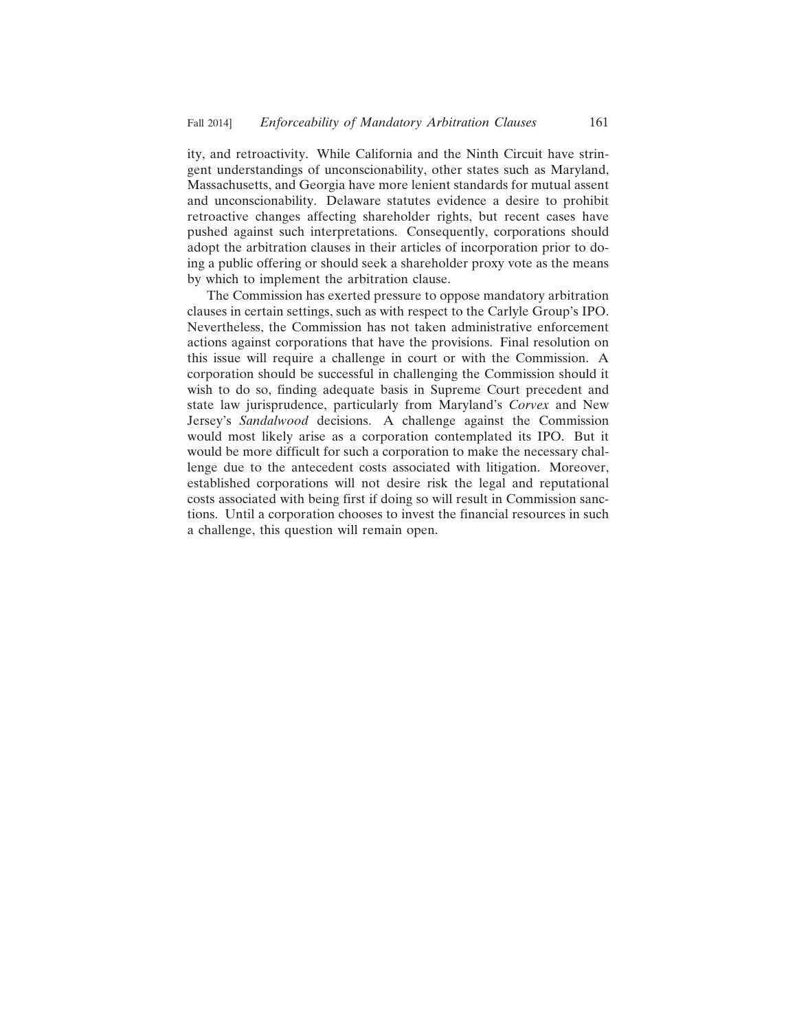ity, and retroactivity. While California and the Ninth Circuit have stringent understandings of unconscionability, other states such as Maryland, Massachusetts, and Georgia have more lenient standards for mutual assent and unconscionability. Delaware statutes evidence a desire to prohibit retroactive changes affecting shareholder rights, but recent cases have pushed against such interpretations. Consequently, corporations should adopt the arbitration clauses in their articles of incorporation prior to doing a public offering or should seek a shareholder proxy vote as the means by which to implement the arbitration clause.

The Commission has exerted pressure to oppose mandatory arbitration clauses in certain settings, such as with respect to the Carlyle Group's IPO. Nevertheless, the Commission has not taken administrative enforcement actions against corporations that have the provisions. Final resolution on this issue will require a challenge in court or with the Commission. A corporation should be successful in challenging the Commission should it wish to do so, finding adequate basis in Supreme Court precedent and state law jurisprudence, particularly from Maryland's *Corvex* and New Jersey's *Sandalwood* decisions. A challenge against the Commission would most likely arise as a corporation contemplated its IPO. But it would be more difficult for such a corporation to make the necessary challenge due to the antecedent costs associated with litigation. Moreover, established corporations will not desire risk the legal and reputational costs associated with being first if doing so will result in Commission sanctions. Until a corporation chooses to invest the financial resources in such a challenge, this question will remain open.